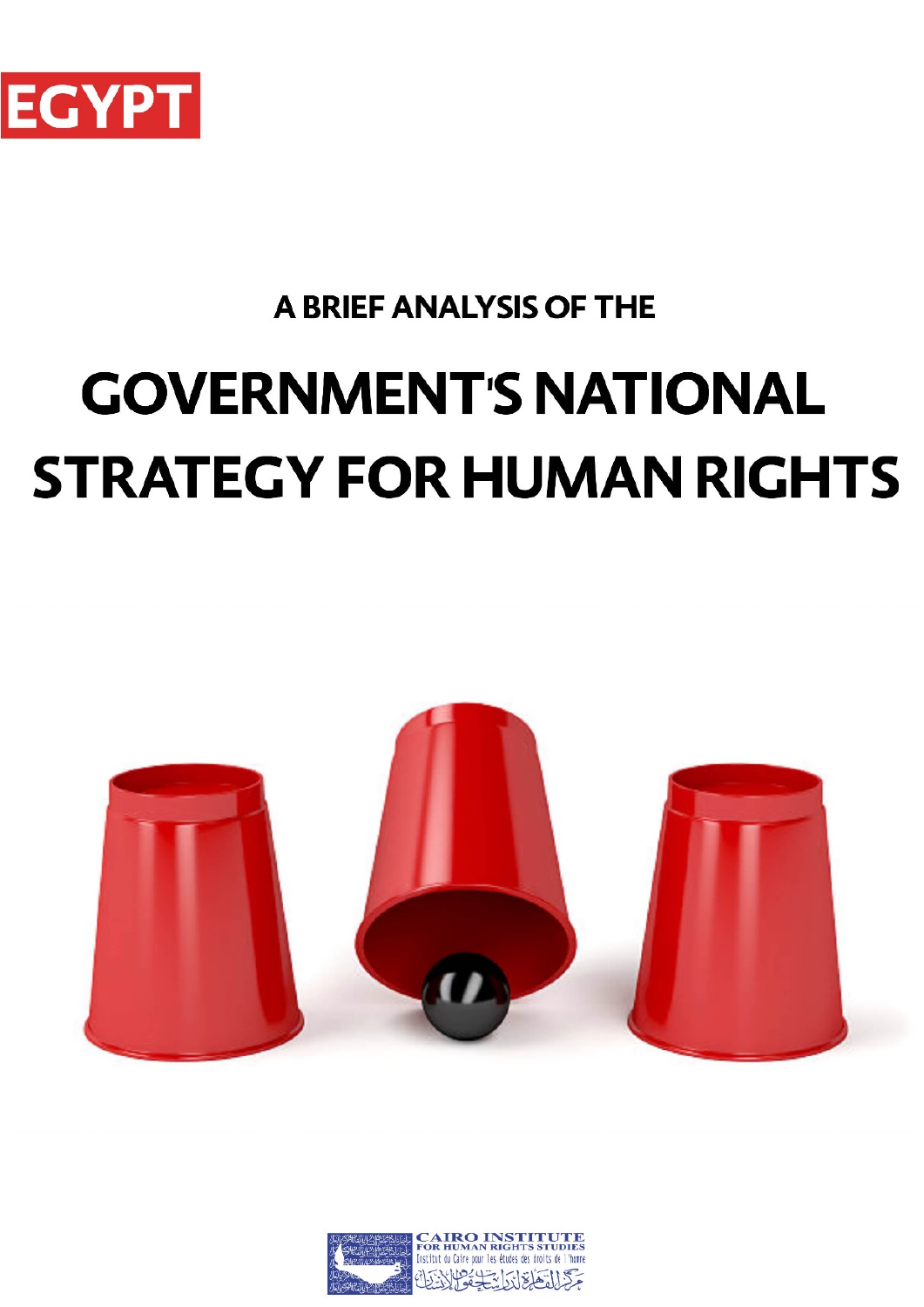EGYPT

A BRIEF ANALYSIS OF THE

# GOVERNMENT'S NATIONAL STRATEGY FOR HUMAN RIGHTS

CAIRO INSTITUTE FOR HUMAN RIGHTS STUDIES

Institut du Caire pour les études des droits de l'homme

مركز القاهرة لدراسات حقوق الإنسان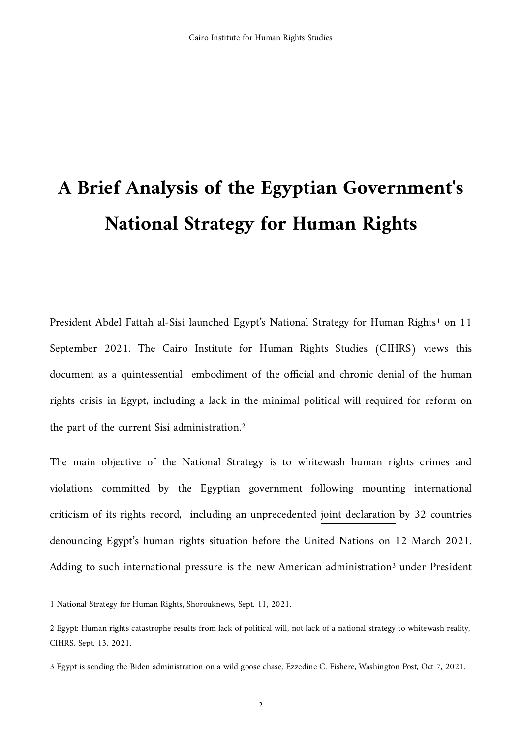# A Brief Analysis of the Egyptian Government's National Strategy for Human Rights

President Abdel Fattah al-Sisi launched Egypt's National Strategy for Human Rights[1] on 11 September 2021. The Cairo Institute for Human Rights Studies (CIHRS) views this document as a quintessential embodiment of the official and chronic denial of the human rights crisis in Egypt, including a lack in the minimal political will required for reform on the part of the current Sisi administration.[2]

The main objective of the National Strategy is to whitewash human rights crimes and violations committed by the Egyptian government following mounting international criticism of its rights record, including an unprecedented joint declaration by 32 countries denouncing Egypt's human rights situation before the United Nations on 12 March 2021. Adding to such international pressure is the new American administration[3] under President

---

1 National Strategy for Human Rights, Shorouknews, Sept. 11, 2021.

2 Egypt: Human rights catastrophe results from lack of political will, not lack of a national strategy to whitewash reality, CIHRS, Sept. 13, 2021.

3 Egypt is sending the Biden administration on a wild goose chase, Ezzedine C. Fishere, Washington Post, Oct 7, 2021.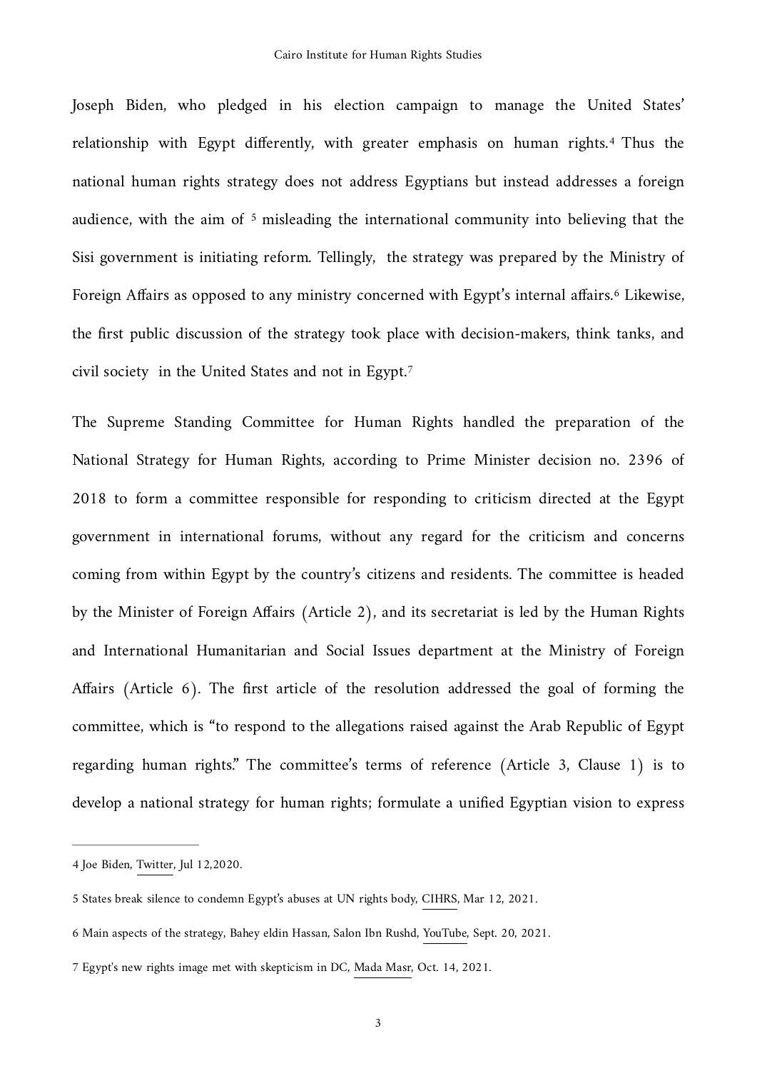Joseph Biden, who pledged in his election campaign to manage the United States' relationship with Egypt differently, with greater emphasis on human rights.[4] Thus the national human rights strategy does not address Egyptians but instead addresses a foreign audience, with the aim of [5] misleading the international community into believing that the Sisi government is initiating reform. Tellingly, the strategy was prepared by the Ministry of Foreign Affairs as opposed to any ministry concerned with Egypt's internal affairs.[6] Likewise, the first public discussion of the strategy took place with decision-makers, think tanks, and civil society in the United States and not in Egypt.[7]

The Supreme Standing Committee for Human Rights handled the preparation of the National Strategy for Human Rights, according to Prime Minister decision no. 2396 of 2018 to form a committee responsible for responding to criticism directed at the Egypt government in international forums, without any regard for the criticism and concerns coming from within Egypt by the country's citizens and residents. The committee is headed by the Minister of Foreign Affairs (Article 2), and its secretariat is led by the Human Rights and International Humanitarian and Social Issues department at the Ministry of Foreign Affairs (Article 6). The first article of the resolution addressed the goal of forming the committee, which is "to respond to the allegations raised against the Arab Republic of Egypt regarding human rights." The committee's terms of reference (Article 3, Clause 1) is to develop a national strategy for human rights; formulate a unified Egyptian vision to express

---

4 Joe Biden, Twitter, Jul 12,2020.

5 States break silence to condemn Egypt's abuses at UN rights body, CIHRS, Mar 12, 2021.

6 Main aspects of the strategy, Bahey eldin Hassan, Salon Ibn Rushd, YouTube, Sept. 20, 2021.

7 Egypt's new rights image met with skepticism in DC, Mada Masr, Oct. 14, 2021.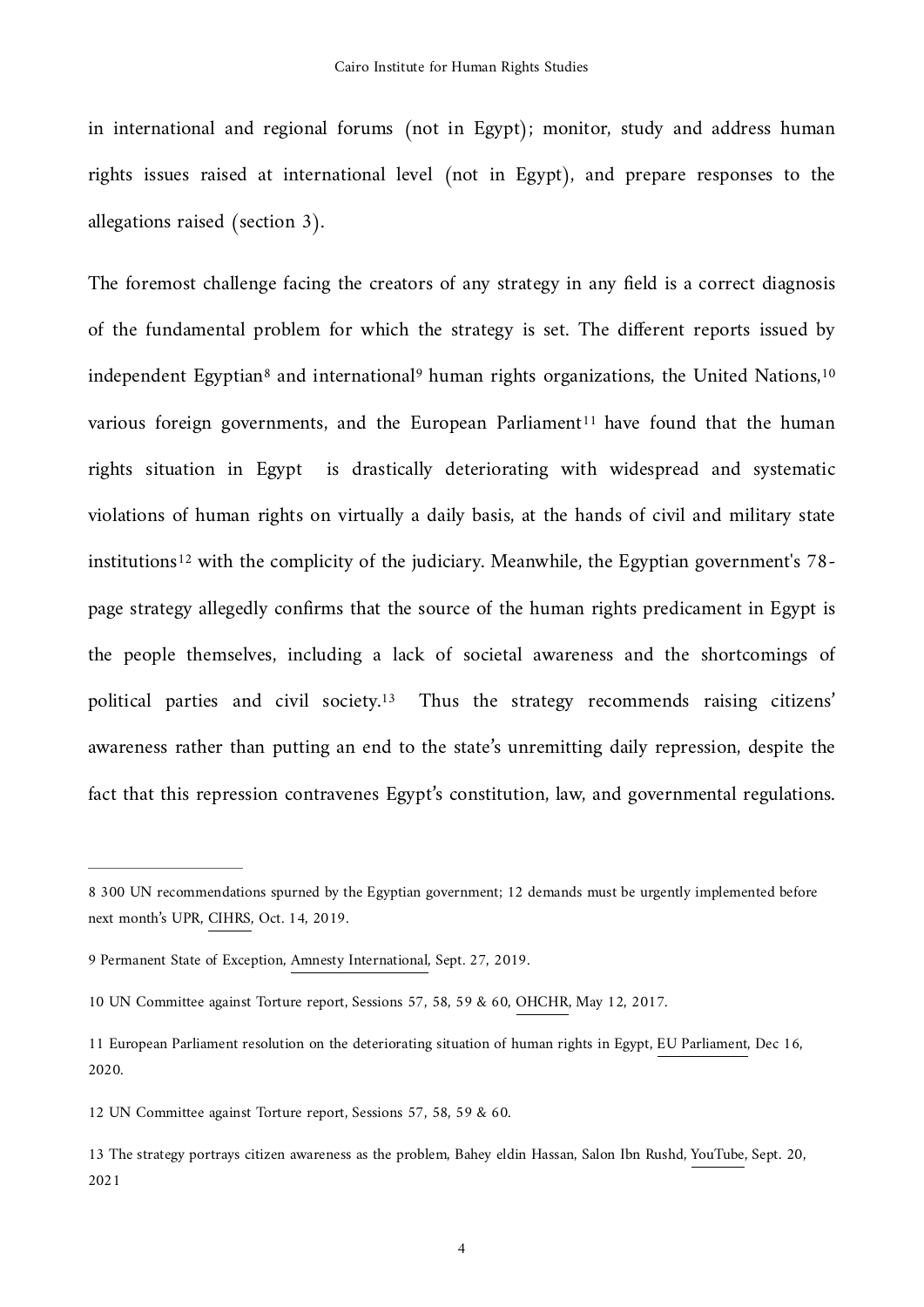in international and regional forums (not in Egypt); monitor, study and address human rights issues raised at international level (not in Egypt), and prepare responses to the allegations raised (section 3).

The foremost challenge facing the creators of any strategy in any field is a correct diagnosis of the fundamental problem for which the strategy is set. The different reports issued by independent Egyptian[8] and international[9] human rights organizations, the United Nations,[10] various foreign governments, and the European Parliament[11] have found that the human rights situation in Egypt is drastically deteriorating with widespread and systematic violations of human rights on virtually a daily basis, at the hands of civil and military state institutions[12] with the complicity of the judiciary. Meanwhile, the Egyptian government's 78-page strategy allegedly confirms that the source of the human rights predicament in Egypt is the people themselves, including a lack of societal awareness and the shortcomings of political parties and civil society.[13] Thus the strategy recommends raising citizens' awareness rather than putting an end to the state's unremitting daily repression, despite the fact that this repression contravenes Egypt's constitution, law, and governmental regulations.

---

8 300 UN recommendations spurned by the Egyptian government; 12 demands must be urgently implemented before next month's UPR, CIHRS, Oct. 14, 2019.

9 Permanent State of Exception, Amnesty International, Sept. 27, 2019.

10 UN Committee against Torture report, Sessions 57, 58, 59 & 60, OHCHR, May 12, 2017.

11 European Parliament resolution on the deteriorating situation of human rights in Egypt, EU Parliament, Dec 16, 2020.

12 UN Committee against Torture report, Sessions 57, 58, 59 & 60.

13 The strategy portrays citizen awareness as the problem, Bahey eldin Hassan, Salon Ibn Rushd, YouTube, Sept. 20, 2021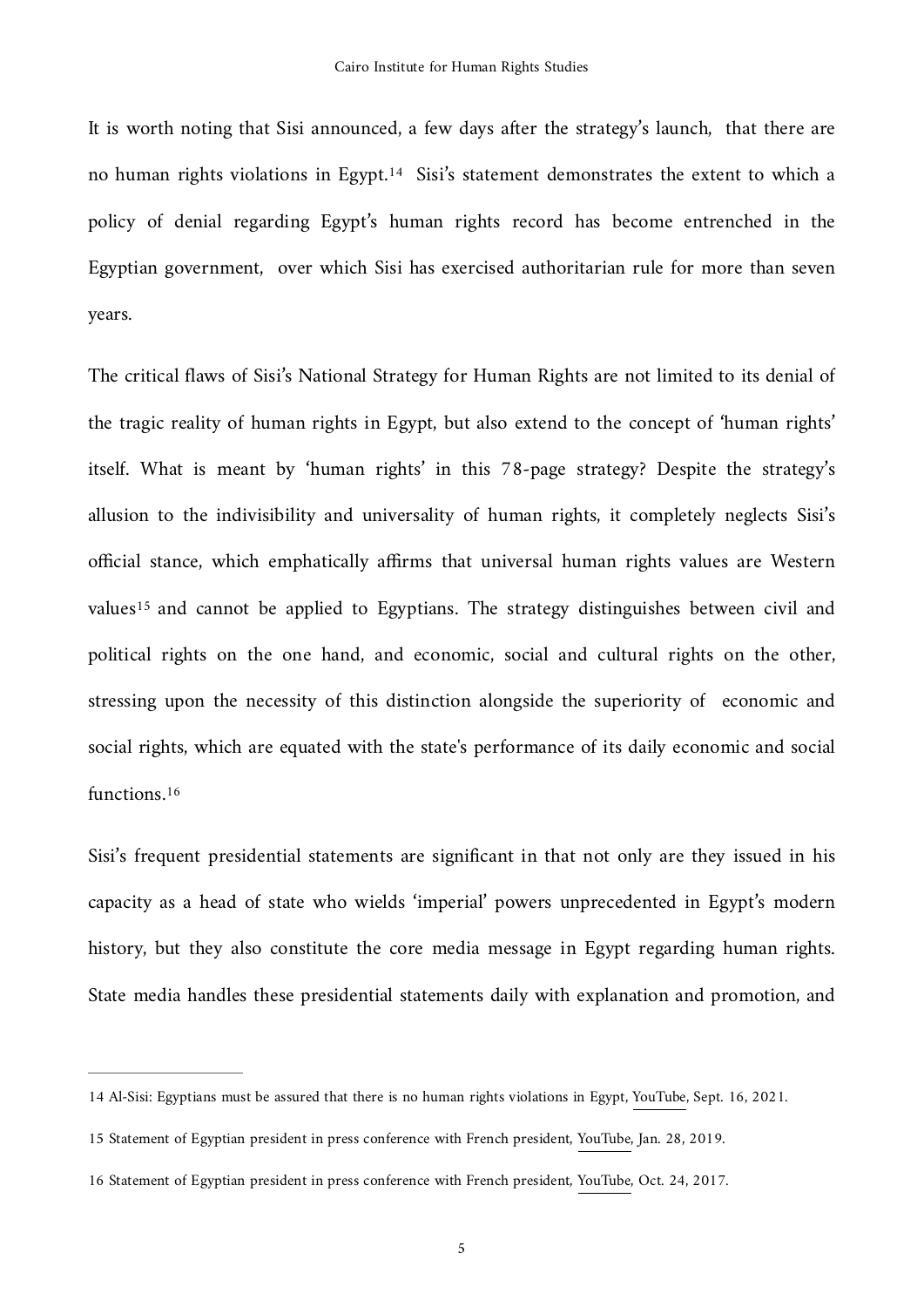It is worth noting that Sisi announced, a few days after the strategy's launch, that there are no human rights violations in Egypt.[14] Sisi's statement demonstrates the extent to which a policy of denial regarding Egypt's human rights record has become entrenched in the Egyptian government, over which Sisi has exercised authoritarian rule for more than seven years.

The critical flaws of Sisi's National Strategy for Human Rights are not limited to its denial of the tragic reality of human rights in Egypt, but also extend to the concept of 'human rights' itself. What is meant by 'human rights' in this 78-page strategy? Despite the strategy's allusion to the indivisibility and universality of human rights, it completely neglects Sisi's official stance, which emphatically affirms that universal human rights values are Western values[15] and cannot be applied to Egyptians. The strategy distinguishes between civil and political rights on the one hand, and economic, social and cultural rights on the other, stressing upon the necessity of this distinction alongside the superiority of economic and social rights, which are equated with the state's performance of its daily economic and social functions.[16]

Sisi's frequent presidential statements are significant in that not only are they issued in his capacity as a head of state who wields 'imperial' powers unprecedented in Egypt's modern history, but they also constitute the core media message in Egypt regarding human rights. State media handles these presidential statements daily with explanation and promotion, and

---

14 Al-Sisi: Egyptians must be assured that there is no human rights violations in Egypt, YouTube, Sept. 16, 2021.

15 Statement of Egyptian president in press conference with French president, YouTube, Jan. 28, 2019.

16 Statement of Egyptian president in press conference with French president, YouTube, Oct. 24, 2017.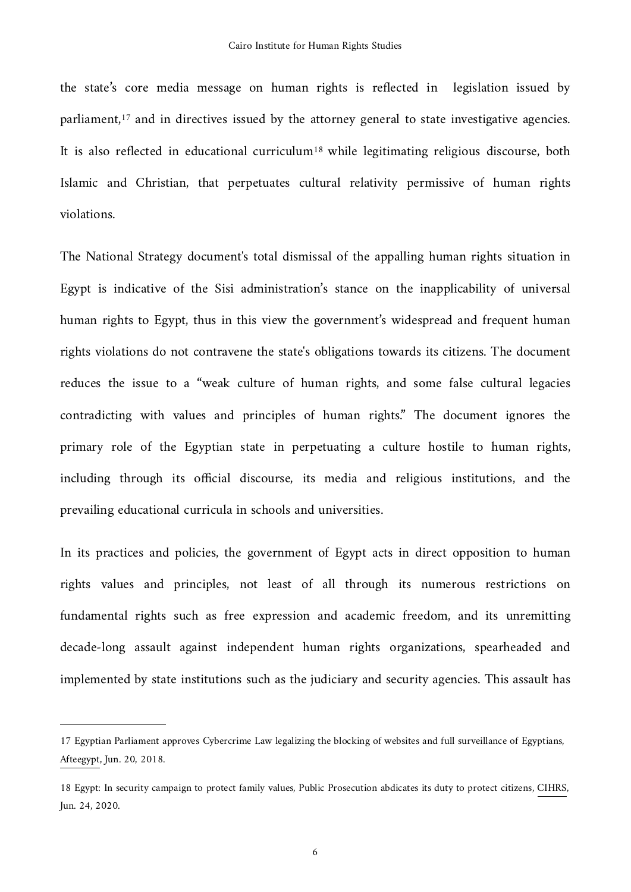the state's core media message on human rights is reflected in legislation issued by parliament,[17] and in directives issued by the attorney general to state investigative agencies. It is also reflected in educational curriculum[18] while legitimating religious discourse, both Islamic and Christian, that perpetuates cultural relativity permissive of human rights violations.

The National Strategy document's total dismissal of the appalling human rights situation in Egypt is indicative of the Sisi administration's stance on the inapplicability of universal human rights to Egypt, thus in this view the government's widespread and frequent human rights violations do not contravene the state's obligations towards its citizens. The document reduces the issue to a "weak culture of human rights, and some false cultural legacies contradicting with values and principles of human rights." The document ignores the primary role of the Egyptian state in perpetuating a culture hostile to human rights, including through its official discourse, its media and religious institutions, and the prevailing educational curricula in schools and universities.

In its practices and policies, the government of Egypt acts in direct opposition to human rights values and principles, not least of all through its numerous restrictions on fundamental rights such as free expression and academic freedom, and its unremitting decade-long assault against independent human rights organizations, spearheaded and implemented by state institutions such as the judiciary and security agencies. This assault has

---

17 Egyptian Parliament approves Cybercrime Law legalizing the blocking of websites and full surveillance of Egyptians, Afteegypt, Jun. 20, 2018.

18 Egypt: In security campaign to protect family values, Public Prosecution abdicates its duty to protect citizens, CIHRS, Jun. 24, 2020.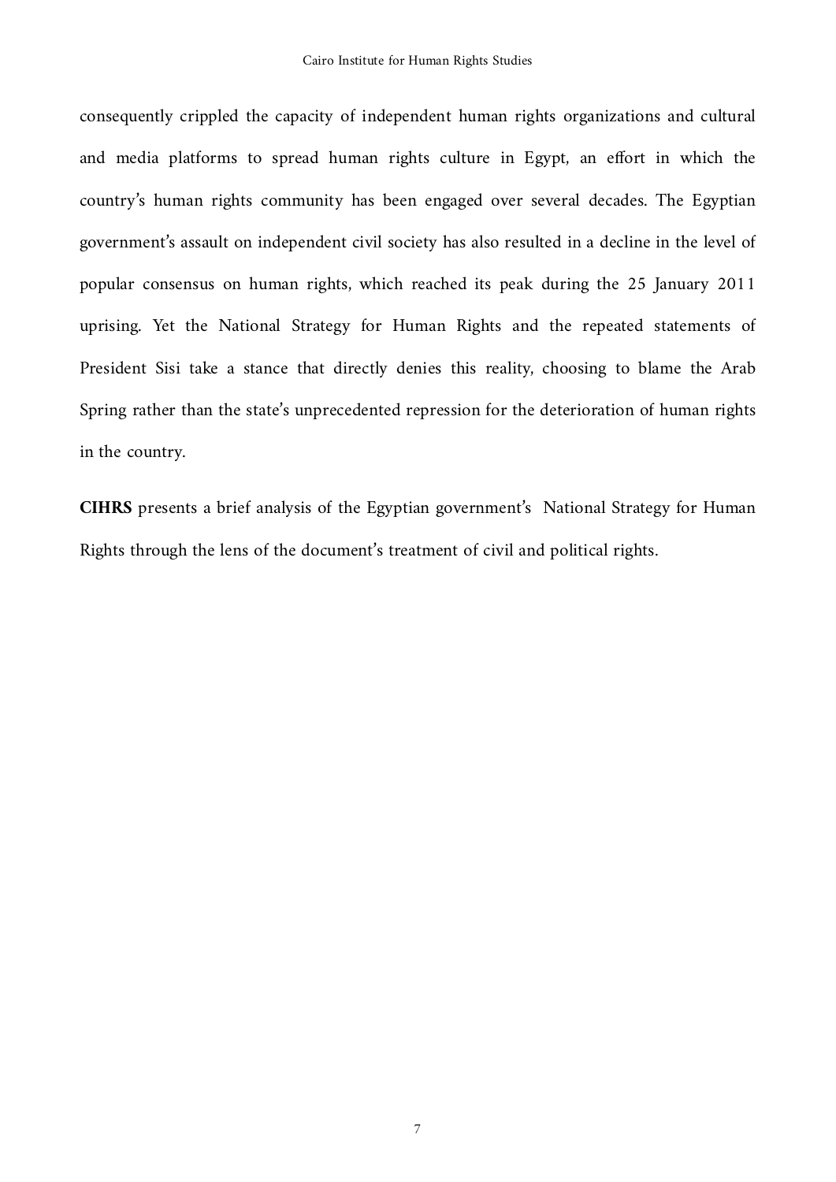consequently crippled the capacity of independent human rights organizations and cultural and media platforms to spread human rights culture in Egypt, an effort in which the country's human rights community has been engaged over several decades. The Egyptian government's assault on independent civil society has also resulted in a decline in the level of popular consensus on human rights, which reached its peak during the 25 January 2011 uprising. Yet the National Strategy for Human Rights and the repeated statements of President Sisi take a stance that directly denies this reality, choosing to blame the Arab Spring rather than the state's unprecedented repression for the deterioration of human rights in the country.

**CIHRS** presents a brief analysis of the Egyptian government's National Strategy for Human Rights through the lens of the document's treatment of civil and political rights.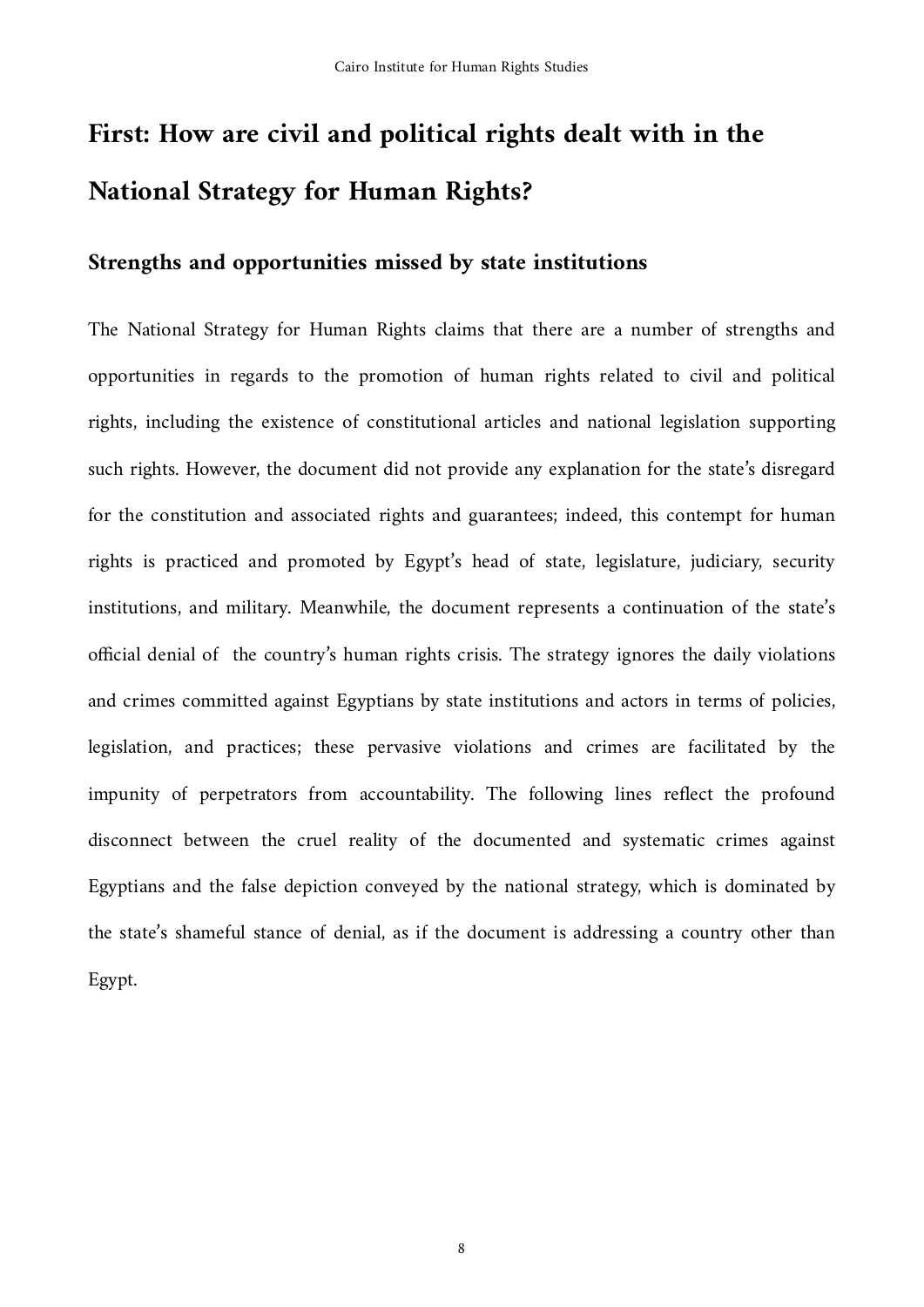# First: How are civil and political rights dealt with in the National Strategy for Human Rights?

## Strengths and opportunities missed by state institutions

The National Strategy for Human Rights claims that there are a number of strengths and opportunities in regards to the promotion of human rights related to civil and political rights, including the existence of constitutional articles and national legislation supporting such rights. However, the document did not provide any explanation for the state's disregard for the constitution and associated rights and guarantees; indeed, this contempt for human rights is practiced and promoted by Egypt's head of state, legislature, judiciary, security institutions, and military. Meanwhile, the document represents a continuation of the state's official denial of the country's human rights crisis. The strategy ignores the daily violations and crimes committed against Egyptians by state institutions and actors in terms of policies, legislation, and practices; these pervasive violations and crimes are facilitated by the impunity of perpetrators from accountability. The following lines reflect the profound disconnect between the cruel reality of the documented and systematic crimes against Egyptians and the false depiction conveyed by the national strategy, which is dominated by the state's shameful stance of denial, as if the document is addressing a country other than Egypt.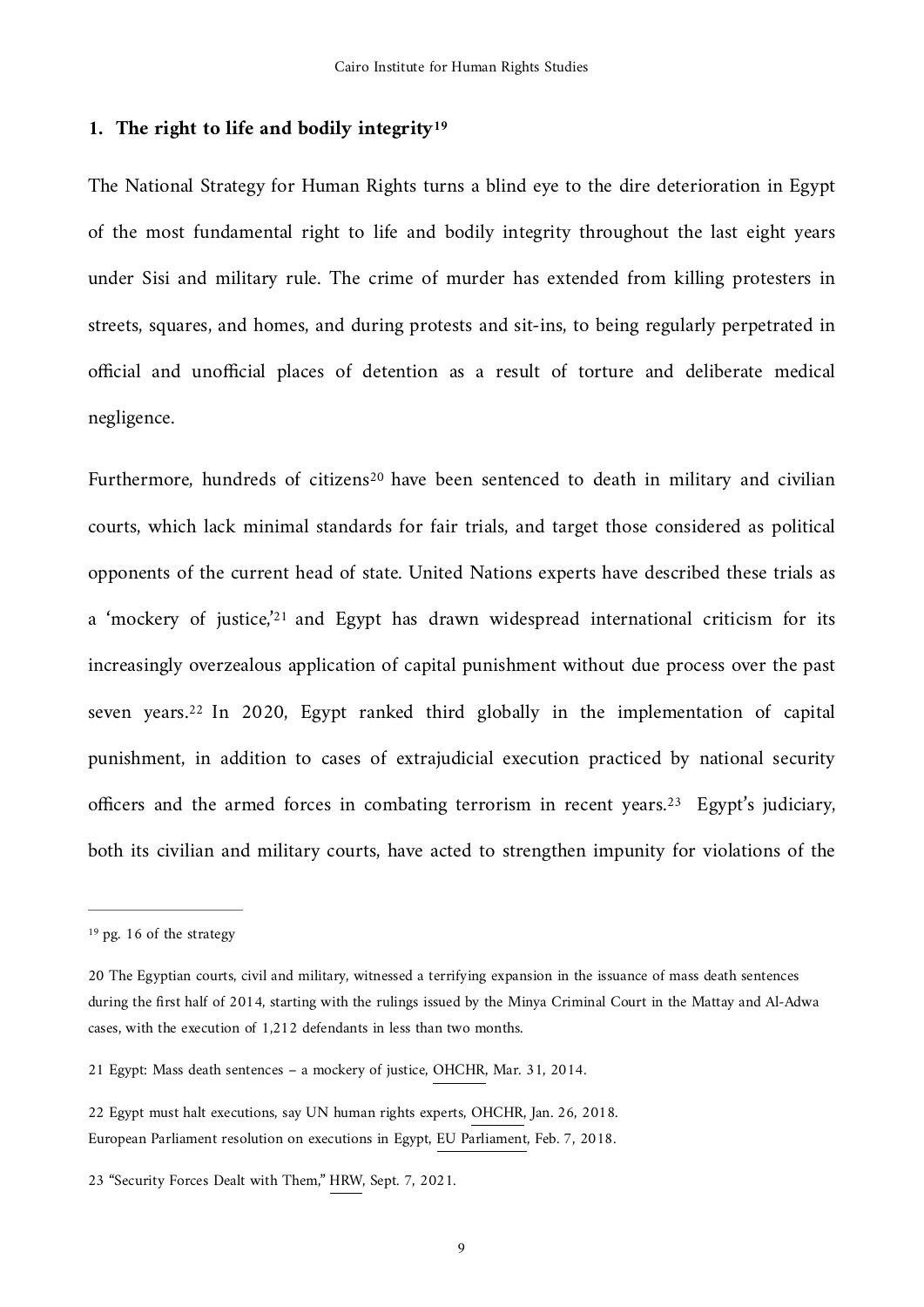## 1. The right to life and bodily integrity[19]

The National Strategy for Human Rights turns a blind eye to the dire deterioration in Egypt of the most fundamental right to life and bodily integrity throughout the last eight years under Sisi and military rule. The crime of murder has extended from killing protesters in streets, squares, and homes, and during protests and sit-ins, to being regularly perpetrated in official and unofficial places of detention as a result of torture and deliberate medical negligence.

Furthermore, hundreds of citizens[20] have been sentenced to death in military and civilian courts, which lack minimal standards for fair trials, and target those considered as political opponents of the current head of state. United Nations experts have described these trials as a 'mockery of justice,'[21] and Egypt has drawn widespread international criticism for its increasingly overzealous application of capital punishment without due process over the past seven years.[22] In 2020, Egypt ranked third globally in the implementation of capital punishment, in addition to cases of extrajudicial execution practiced by national security officers and the armed forces in combating terrorism in recent years.[23] Egypt's judiciary, both its civilian and military courts, have acted to strengthen impunity for violations of the

---

[19] pg. 16 of the strategy

20 The Egyptian courts, civil and military, witnessed a terrifying expansion in the issuance of mass death sentences during the first half of 2014, starting with the rulings issued by the Minya Criminal Court in the Mattay and Al-Adwa cases, with the execution of 1,212 defendants in less than two months.

21 Egypt: Mass death sentences – a mockery of justice, OHCHR, Mar. 31, 2014.

22 Egypt must halt executions, say UN human rights experts, OHCHR, Jan. 26, 2018.
European Parliament resolution on executions in Egypt, EU Parliament, Feb. 7, 2018.

23 "Security Forces Dealt with Them," HRW, Sept. 7, 2021.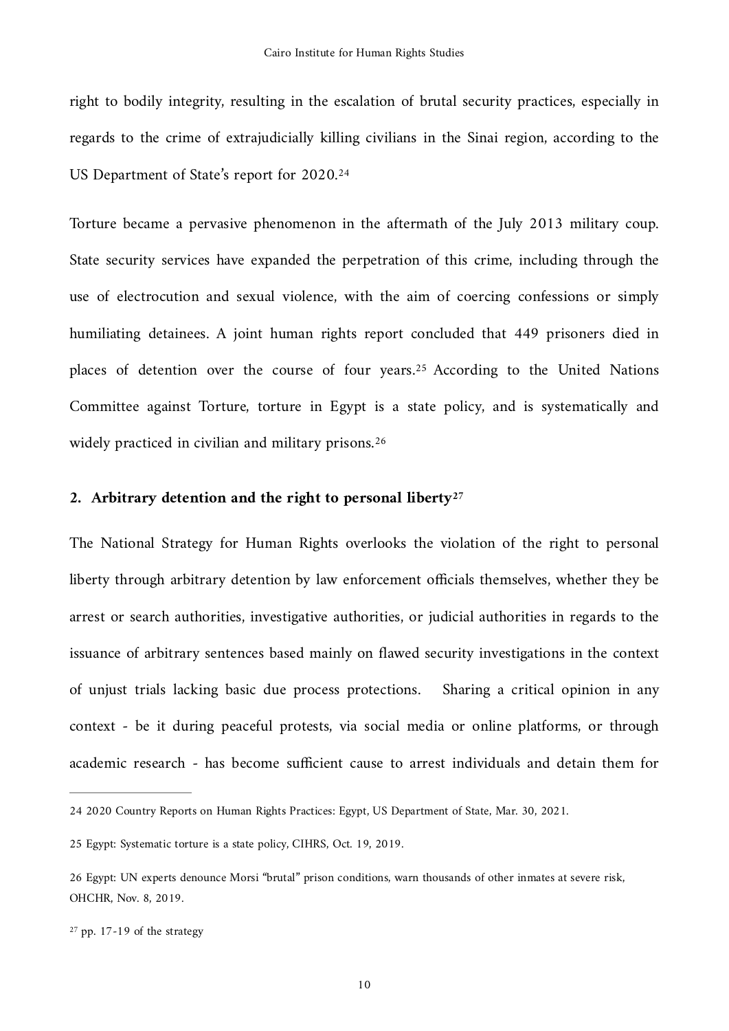right to bodily integrity, resulting in the escalation of brutal security practices, especially in regards to the crime of extrajudicially killing civilians in the Sinai region, according to the US Department of State's report for 2020.[24]

Torture became a pervasive phenomenon in the aftermath of the July 2013 military coup. State security services have expanded the perpetration of this crime, including through the use of electrocution and sexual violence, with the aim of coercing confessions or simply humiliating detainees. A joint human rights report concluded that 449 prisoners died in places of detention over the course of four years.[25] According to the United Nations Committee against Torture, torture in Egypt is a state policy, and is systematically and widely practiced in civilian and military prisons.[26]

### 2. Arbitrary detention and the right to personal liberty[27]

The National Strategy for Human Rights overlooks the violation of the right to personal liberty through arbitrary detention by law enforcement officials themselves, whether they be arrest or search authorities, investigative authorities, or judicial authorities in regards to the issuance of arbitrary sentences based mainly on flawed security investigations in the context of unjust trials lacking basic due process protections. Sharing a critical opinion in any context - be it during peaceful protests, via social media or online platforms, or through academic research - has become sufficient cause to arrest individuals and detain them for

---

24 2020 Country Reports on Human Rights Practices: Egypt, US Department of State, Mar. 30, 2021.

25 Egypt: Systematic torture is a state policy, CIHRS, Oct. 19, 2019.

26 Egypt: UN experts denounce Morsi "brutal" prison conditions, warn thousands of other inmates at severe risk, OHCHR, Nov. 8, 2019.

27 pp. 17-19 of the strategy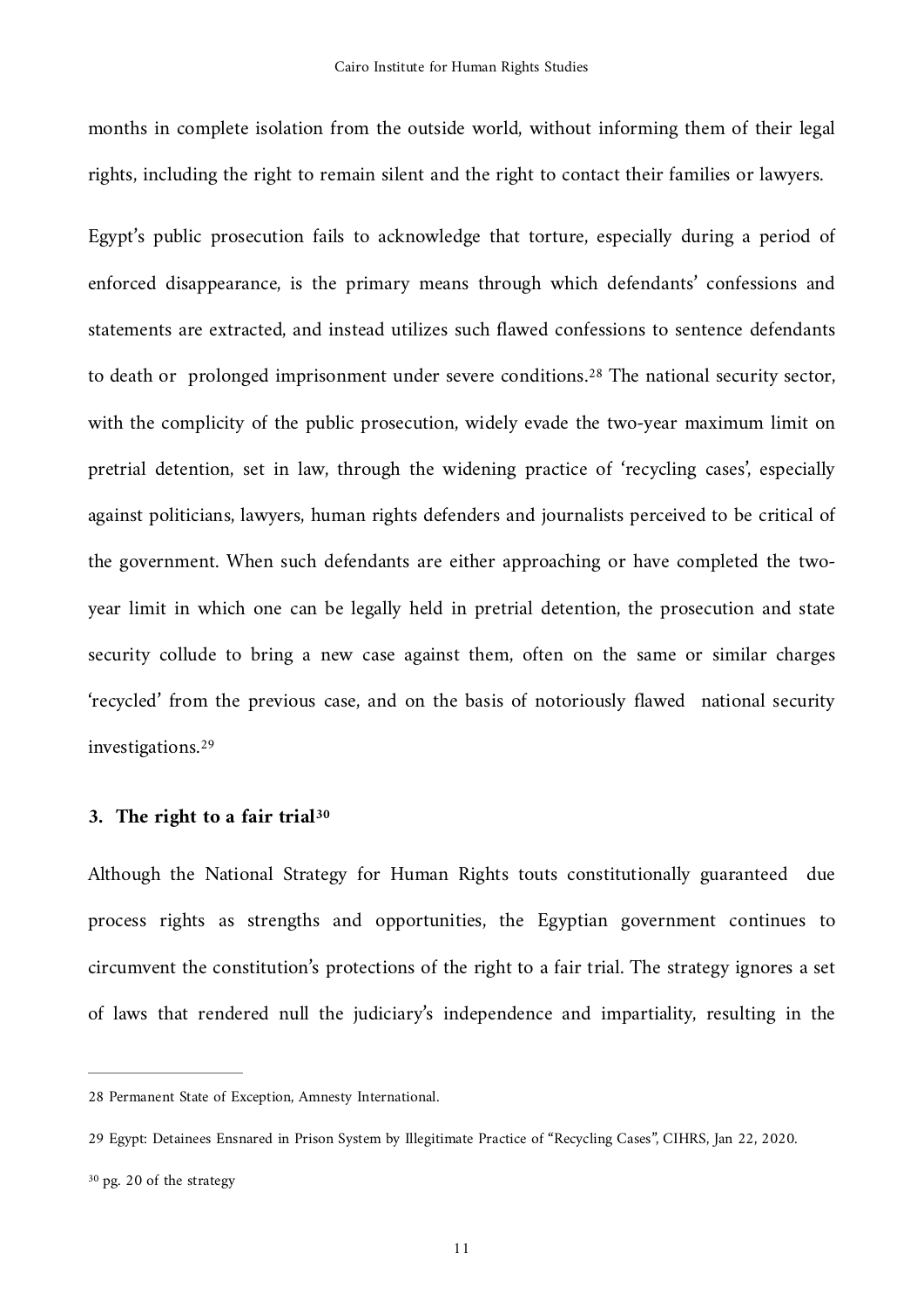months in complete isolation from the outside world, without informing them of their legal rights, including the right to remain silent and the right to contact their families or lawyers.

Egypt's public prosecution fails to acknowledge that torture, especially during a period of enforced disappearance, is the primary means through which defendants' confessions and statements are extracted, and instead utilizes such flawed confessions to sentence defendants to death or prolonged imprisonment under severe conditions.[28] The national security sector, with the complicity of the public prosecution, widely evade the two-year maximum limit on pretrial detention, set in law, through the widening practice of 'recycling cases', especially against politicians, lawyers, human rights defenders and journalists perceived to be critical of the government. When such defendants are either approaching or have completed the two-year limit in which one can be legally held in pretrial detention, the prosecution and state security collude to bring a new case against them, often on the same or similar charges 'recycled' from the previous case, and on the basis of notoriously flawed national security investigations.[29]

### 3. The right to a fair trial[30]

Although the National Strategy for Human Rights touts constitutionally guaranteed due process rights as strengths and opportunities, the Egyptian government continues to circumvent the constitution's protections of the right to a fair trial. The strategy ignores a set of laws that rendered null the judiciary's independence and impartiality, resulting in the

---

28 Permanent State of Exception, Amnesty International.

29 Egypt: Detainees Ensnared in Prison System by Illegitimate Practice of "Recycling Cases", CIHRS, Jan 22, 2020.

30 pg. 20 of the strategy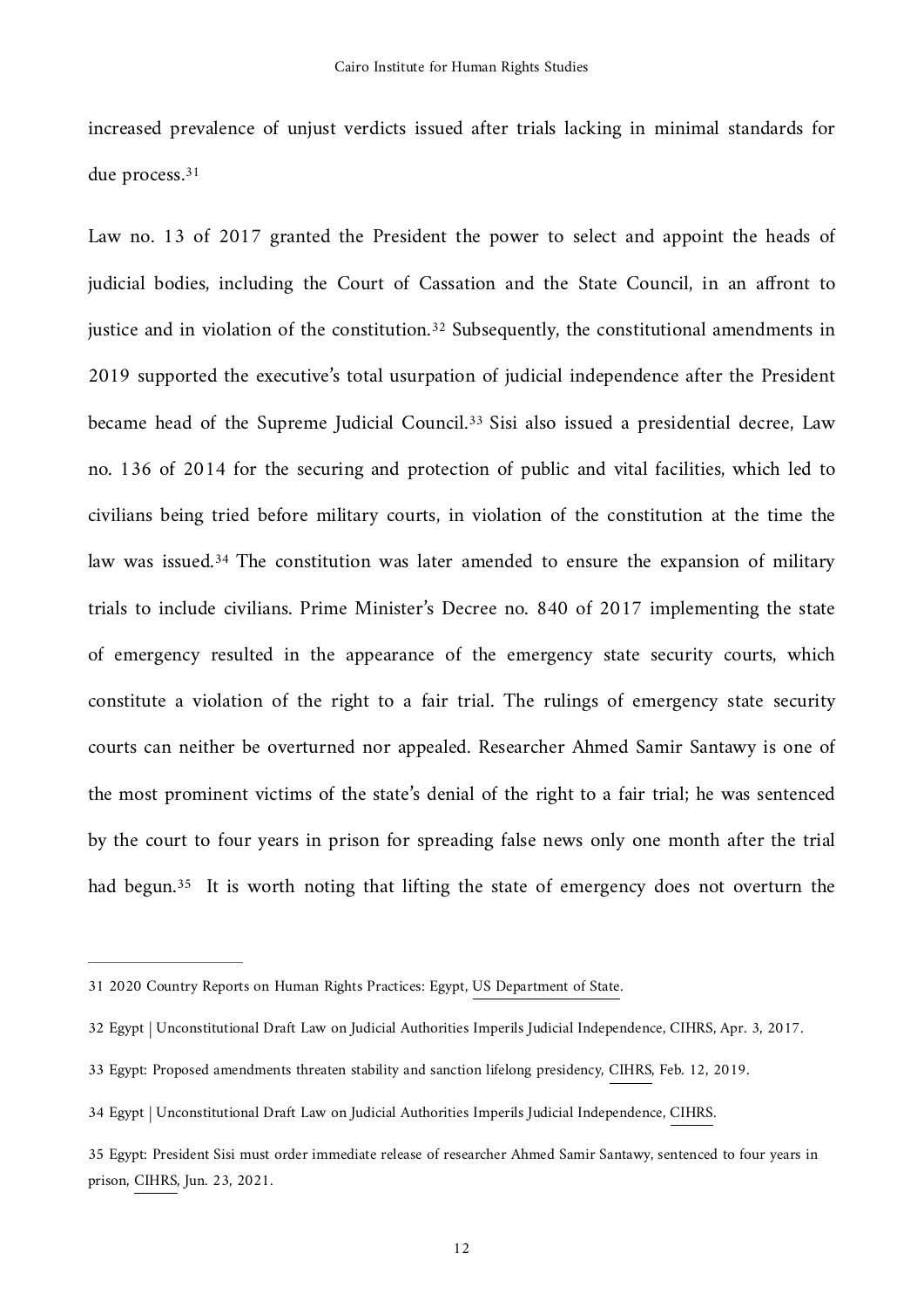increased prevalence of unjust verdicts issued after trials lacking in minimal standards for due process.[31]

Law no. 13 of 2017 granted the President the power to select and appoint the heads of judicial bodies, including the Court of Cassation and the State Council, in an affront to justice and in violation of the constitution.[32] Subsequently, the constitutional amendments in 2019 supported the executive's total usurpation of judicial independence after the President became head of the Supreme Judicial Council.[33] Sisi also issued a presidential decree, Law no. 136 of 2014 for the securing and protection of public and vital facilities, which led to civilians being tried before military courts, in violation of the constitution at the time the law was issued.[34] The constitution was later amended to ensure the expansion of military trials to include civilians. Prime Minister's Decree no. 840 of 2017 implementing the state of emergency resulted in the appearance of the emergency state security courts, which constitute a violation of the right to a fair trial. The rulings of emergency state security courts can neither be overturned nor appealed. Researcher Ahmed Samir Santawy is one of the most prominent victims of the state's denial of the right to a fair trial; he was sentenced by the court to four years in prison for spreading false news only one month after the trial had begun.[35] It is worth noting that lifting the state of emergency does not overturn the

---

31 2020 Country Reports on Human Rights Practices: Egypt, US Department of State.

32 Egypt | Unconstitutional Draft Law on Judicial Authorities Imperils Judicial Independence, CIHRS, Apr. 3, 2017.

33 Egypt: Proposed amendments threaten stability and sanction lifelong presidency, CIHRS, Feb. 12, 2019.

34 Egypt | Unconstitutional Draft Law on Judicial Authorities Imperils Judicial Independence, CIHRS.

35 Egypt: President Sisi must order immediate release of researcher Ahmed Samir Santawy, sentenced to four years in prison, CIHRS, Jun. 23, 2021.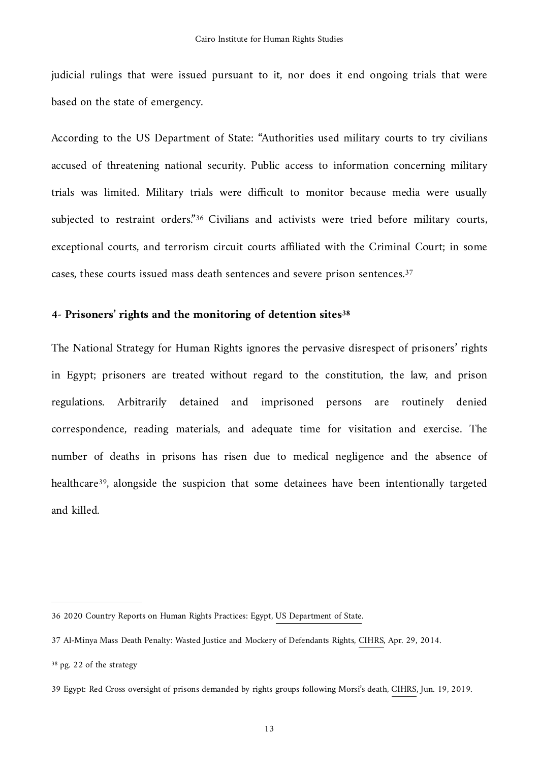judicial rulings that were issued pursuant to it, nor does it end ongoing trials that were based on the state of emergency.

According to the US Department of State: "Authorities used military courts to try civilians accused of threatening national security. Public access to information concerning military trials was limited. Military trials were difficult to monitor because media were usually subjected to restraint orders."[36] Civilians and activists were tried before military courts, exceptional courts, and terrorism circuit courts affiliated with the Criminal Court; in some cases, these courts issued mass death sentences and severe prison sentences.[37]

### 4- Prisoners' rights and the monitoring of detention sites[38]

The National Strategy for Human Rights ignores the pervasive disrespect of prisoners' rights in Egypt; prisoners are treated without regard to the constitution, the law, and prison regulations. Arbitrarily detained and imprisoned persons are routinely denied correspondence, reading materials, and adequate time for visitation and exercise. The number of deaths in prisons has risen due to medical negligence and the absence of healthcare[39], alongside the suspicion that some detainees have been intentionally targeted and killed.

---

36 2020 Country Reports on Human Rights Practices: Egypt, US Department of State.

37 Al-Minya Mass Death Penalty: Wasted Justice and Mockery of Defendants Rights, CIHRS, Apr. 29, 2014.

38 pg. 22 of the strategy

39 Egypt: Red Cross oversight of prisons demanded by rights groups following Morsi's death, CIHRS, Jun. 19, 2019.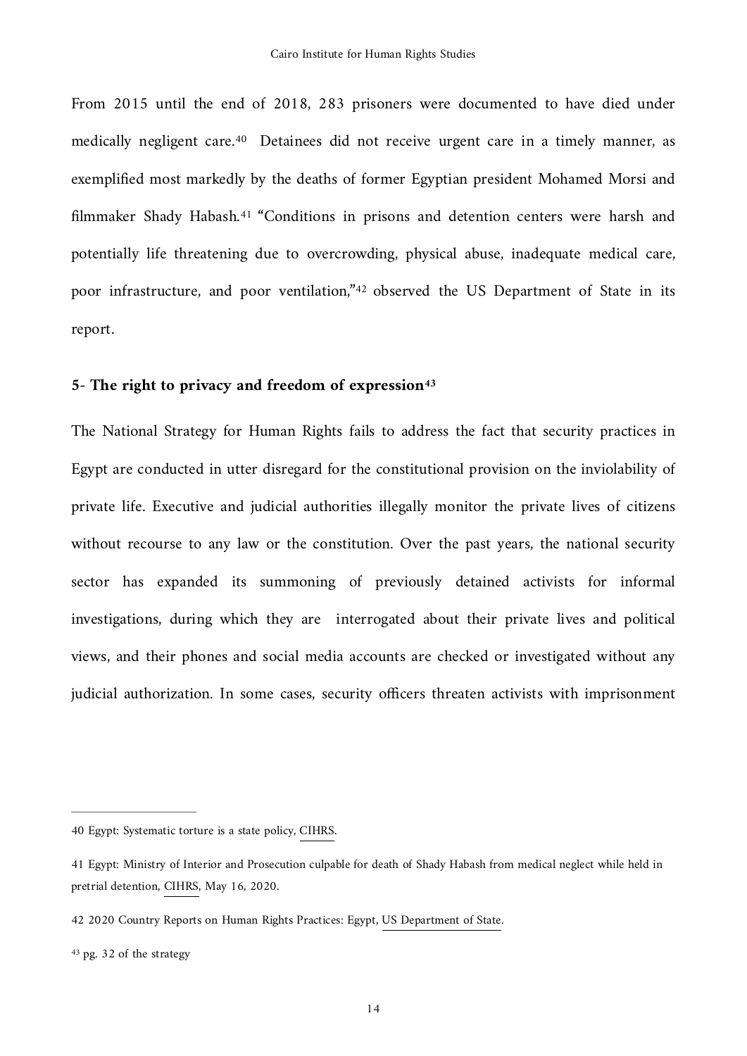From 2015 until the end of 2018, 283 prisoners were documented to have died under medically negligent care.[40] Detainees did not receive urgent care in a timely manner, as exemplified most markedly by the deaths of former Egyptian president Mohamed Morsi and filmmaker Shady Habash.[41] "Conditions in prisons and detention centers were harsh and potentially life threatening due to overcrowding, physical abuse, inadequate medical care, poor infrastructure, and poor ventilation,"[42] observed the US Department of State in its report.

### 5- The right to privacy and freedom of expression[43]

The National Strategy for Human Rights fails to address the fact that security practices in Egypt are conducted in utter disregard for the constitutional provision on the inviolability of private life. Executive and judicial authorities illegally monitor the private lives of citizens without recourse to any law or the constitution. Over the past years, the national security sector has expanded its summoning of previously detained activists for informal investigations, during which they are interrogated about their private lives and political views, and their phones and social media accounts are checked or investigated without any judicial authorization. In some cases, security officers threaten activists with imprisonment

---

40 Egypt: Systematic torture is a state policy, CIHRS.

41 Egypt: Ministry of Interior and Prosecution culpable for death of Shady Habash from medical neglect while held in pretrial detention, CIHRS, May 16, 2020.

42 2020 Country Reports on Human Rights Practices: Egypt, US Department of State.

43 pg. 32 of the strategy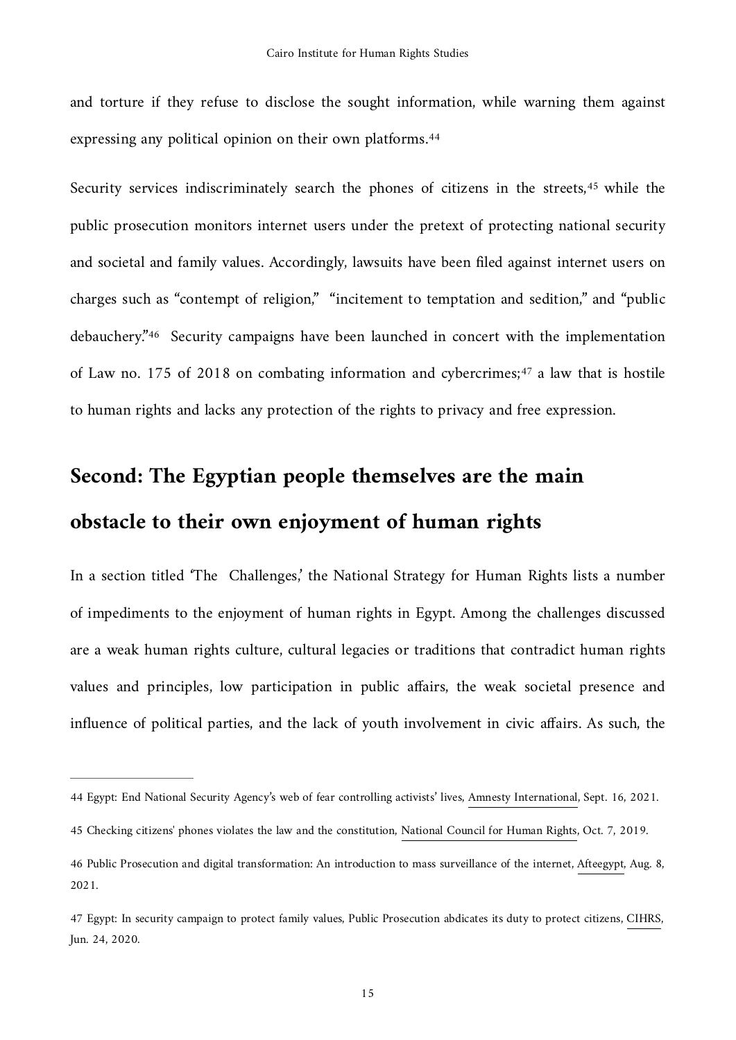and torture if they refuse to disclose the sought information, while warning them against expressing any political opinion on their own platforms.[44]

Security services indiscriminately search the phones of citizens in the streets,[45] while the public prosecution monitors internet users under the pretext of protecting national security and societal and family values. Accordingly, lawsuits have been filed against internet users on charges such as "contempt of religion," "incitement to temptation and sedition," and "public debauchery."[46] Security campaigns have been launched in concert with the implementation of Law no. 175 of 2018 on combating information and cybercrimes;[47] a law that is hostile to human rights and lacks any protection of the rights to privacy and free expression.

## Second: The Egyptian people themselves are the main obstacle to their own enjoyment of human rights

In a section titled 'The Challenges,' the National Strategy for Human Rights lists a number of impediments to the enjoyment of human rights in Egypt. Among the challenges discussed are a weak human rights culture, cultural legacies or traditions that contradict human rights values and principles, low participation in public affairs, the weak societal presence and influence of political parties, and the lack of youth involvement in civic affairs. As such, the

---

44 Egypt: End National Security Agency's web of fear controlling activists' lives, Amnesty International, Sept. 16, 2021.

45 Checking citizens' phones violates the law and the constitution, National Council for Human Rights, Oct. 7, 2019.

46 Public Prosecution and digital transformation: An introduction to mass surveillance of the internet, Afteegypt, Aug. 8, 2021.

47 Egypt: In security campaign to protect family values, Public Prosecution abdicates its duty to protect citizens, CIHRS, Jun. 24, 2020.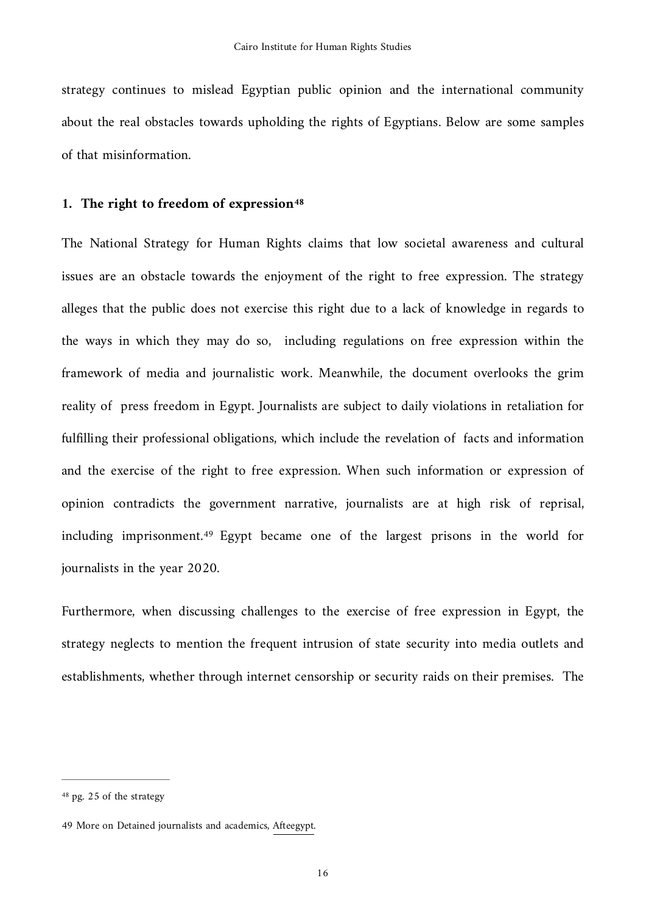strategy continues to mislead Egyptian public opinion and the international community about the real obstacles towards upholding the rights of Egyptians. Below are some samples of that misinformation.

### 1. The right to freedom of expression[48]

The National Strategy for Human Rights claims that low societal awareness and cultural issues are an obstacle towards the enjoyment of the right to free expression. The strategy alleges that the public does not exercise this right due to a lack of knowledge in regards to the ways in which they may do so, including regulations on free expression within the framework of media and journalistic work. Meanwhile, the document overlooks the grim reality of press freedom in Egypt. Journalists are subject to daily violations in retaliation for fulfilling their professional obligations, which include the revelation of facts and information and the exercise of the right to free expression. When such information or expression of opinion contradicts the government narrative, journalists are at high risk of reprisal, including imprisonment.[49] Egypt became one of the largest prisons in the world for journalists in the year 2020.

Furthermore, when discussing challenges to the exercise of free expression in Egypt, the strategy neglects to mention the frequent intrusion of state security into media outlets and establishments, whether through internet censorship or security raids on their premises. The

---

[48] pg. 25 of the strategy

[49] More on Detained journalists and academics, Afteegypt.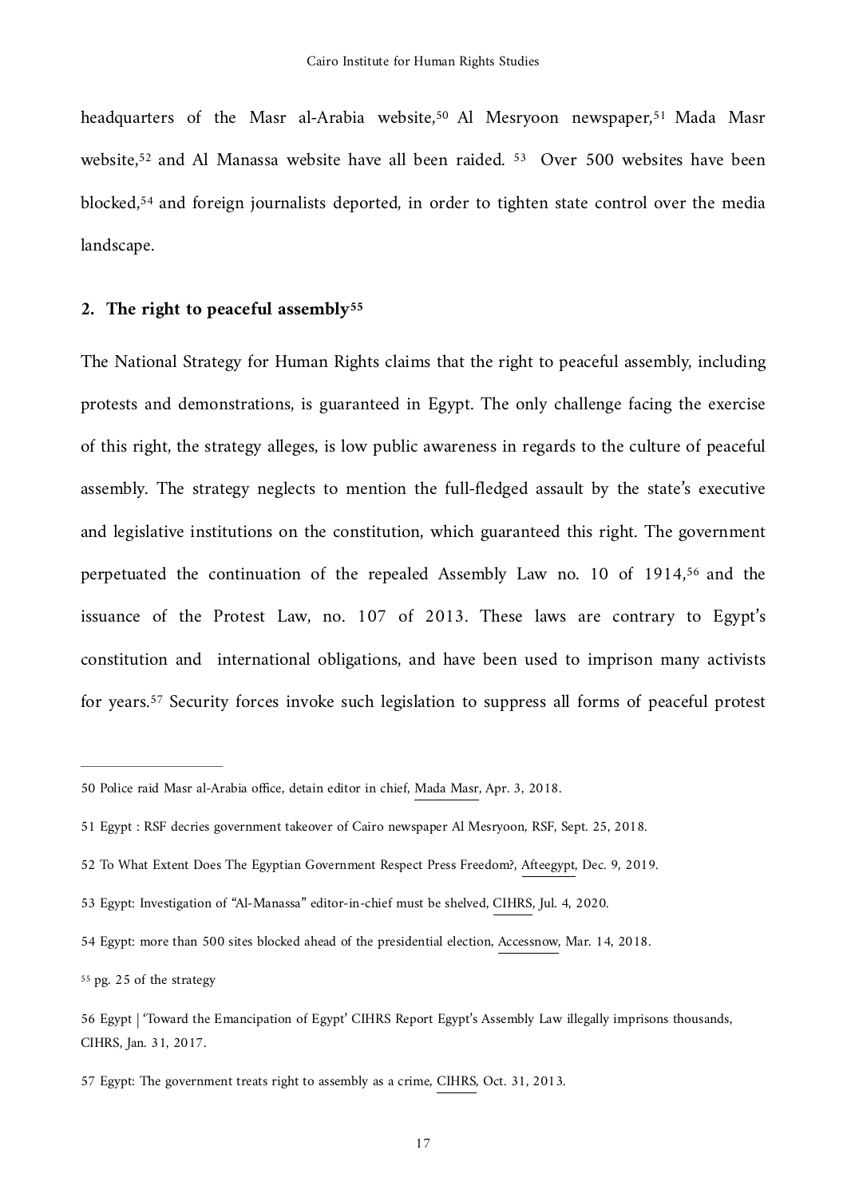headquarters of the Masr al-Arabia website,[50] Al Mesryoon newspaper,[51] Mada Masr website,[52] and Al Manassa website have all been raided. [53] Over 500 websites have been blocked,[54] and foreign journalists deported, in order to tighten state control over the media landscape.

## 2. The right to peaceful assembly[55]

The National Strategy for Human Rights claims that the right to peaceful assembly, including protests and demonstrations, is guaranteed in Egypt. The only challenge facing the exercise of this right, the strategy alleges, is low public awareness in regards to the culture of peaceful assembly. The strategy neglects to mention the full-fledged assault by the state's executive and legislative institutions on the constitution, which guaranteed this right. The government perpetuated the continuation of the repealed Assembly Law no. 10 of 1914,[56] and the issuance of the Protest Law, no. 107 of 2013. These laws are contrary to Egypt's constitution and international obligations, and have been used to imprison many activists for years.[57] Security forces invoke such legislation to suppress all forms of peaceful protest

---

50 Police raid Masr al-Arabia office, detain editor in chief, Mada Masr, Apr. 3, 2018.

51 Egypt : RSF decries government takeover of Cairo newspaper Al Mesryoon, RSF, Sept. 25, 2018.

52 To What Extent Does The Egyptian Government Respect Press Freedom?, Afteegypt, Dec. 9, 2019.

53 Egypt: Investigation of "Al-Manassa" editor-in-chief must be shelved, CIHRS, Jul. 4, 2020.

54 Egypt: more than 500 sites blocked ahead of the presidential election, Accessnow, Mar. 14, 2018.

55 pg. 25 of the strategy

56 Egypt | 'Toward the Emancipation of Egypt' CIHRS Report Egypt's Assembly Law illegally imprisons thousands, CIHRS, Jan. 31, 2017.

57 Egypt: The government treats right to assembly as a crime, CIHRS, Oct. 31, 2013.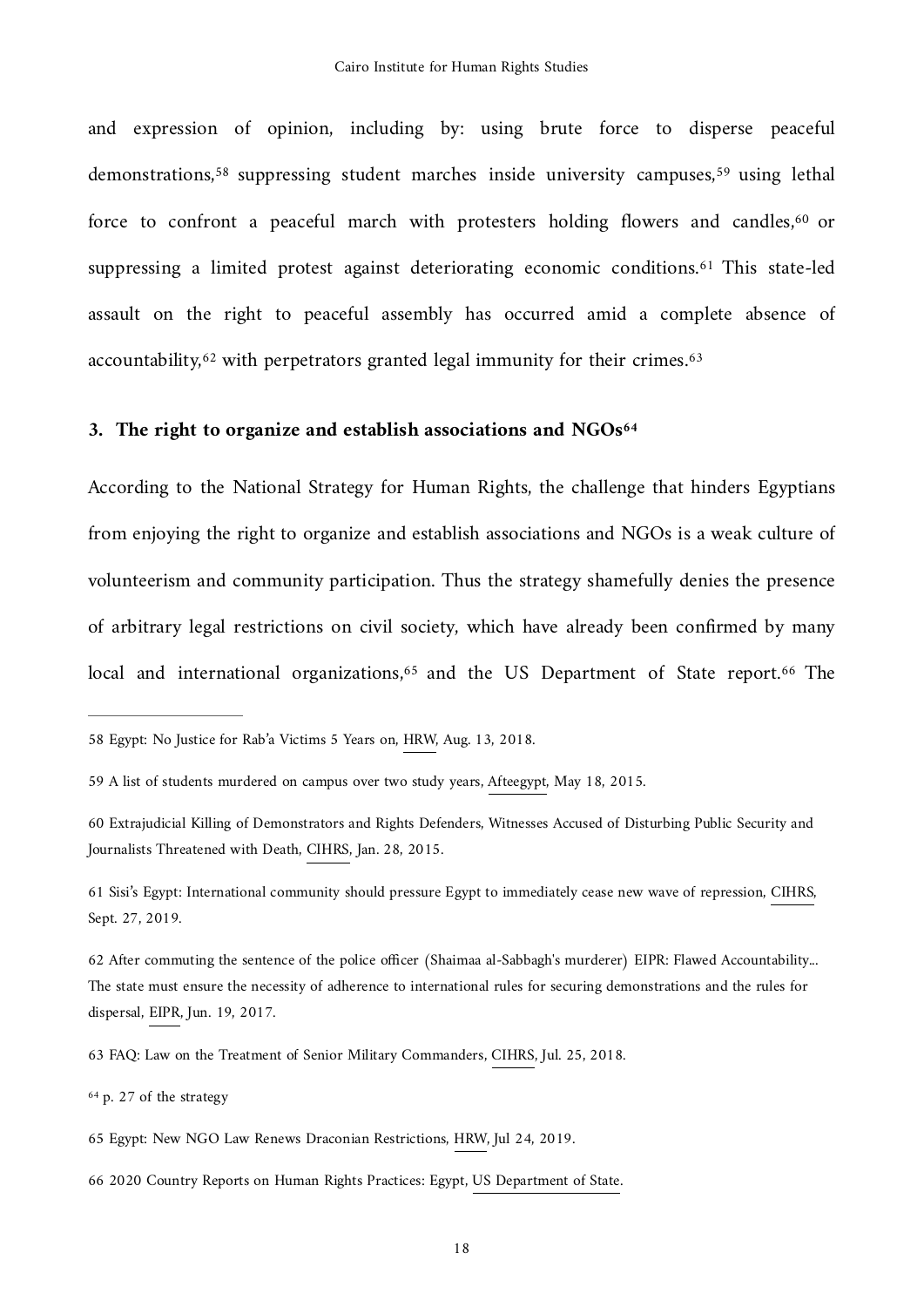and expression of opinion, including by: using brute force to disperse peaceful demonstrations,[58] suppressing student marches inside university campuses,[59] using lethal force to confront a peaceful march with protesters holding flowers and candles,[60] or suppressing a limited protest against deteriorating economic conditions.[61] This state-led assault on the right to peaceful assembly has occurred amid a complete absence of accountability,[62] with perpetrators granted legal immunity for their crimes.[63]

### 3. The right to organize and establish associations and NGOs[64]

According to the National Strategy for Human Rights, the challenge that hinders Egyptians from enjoying the right to organize and establish associations and NGOs is a weak culture of volunteerism and community participation. Thus the strategy shamefully denies the presence of arbitrary legal restrictions on civil society, which have already been confirmed by many local and international organizations,[65] and the US Department of State report.[66] The

---

58 Egypt: No Justice for Rab'a Victims 5 Years on, HRW, Aug. 13, 2018.

59 A list of students murdered on campus over two study years, Afteegypt, May 18, 2015.

60 Extrajudicial Killing of Demonstrators and Rights Defenders, Witnesses Accused of Disturbing Public Security and Journalists Threatened with Death, CIHRS, Jan. 28, 2015.

61 Sisi's Egypt: International community should pressure Egypt to immediately cease new wave of repression, CIHRS, Sept. 27, 2019.

62 After commuting the sentence of the police officer (Shaimaa al-Sabbagh's murderer) EIPR: Flawed Accountability... The state must ensure the necessity of adherence to international rules for securing demonstrations and the rules for dispersal, EIPR, Jun. 19, 2017.

63 FAQ: Law on the Treatment of Senior Military Commanders, CIHRS, Jul. 25, 2018.

64 p. 27 of the strategy

65 Egypt: New NGO Law Renews Draconian Restrictions, HRW, Jul 24, 2019.

66 2020 Country Reports on Human Rights Practices: Egypt, US Department of State.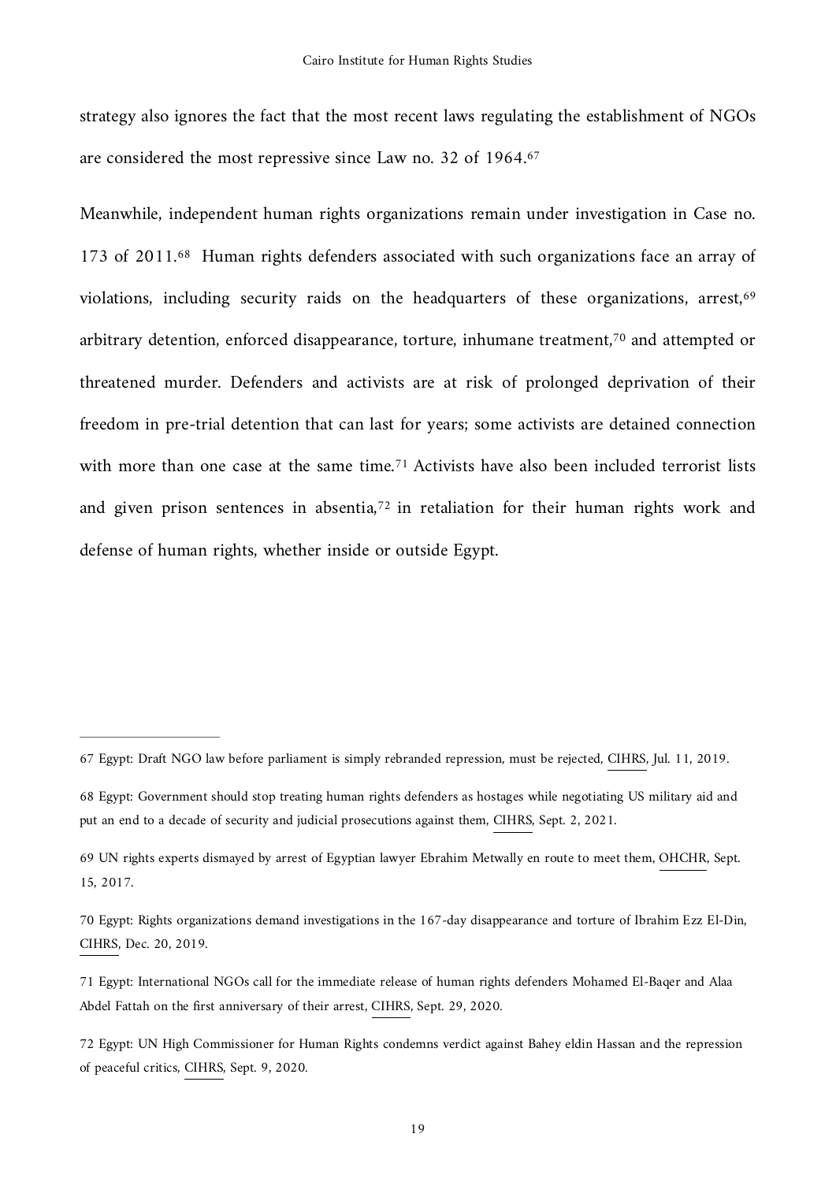strategy also ignores the fact that the most recent laws regulating the establishment of NGOs are considered the most repressive since Law no. 32 of 1964.[67]

Meanwhile, independent human rights organizations remain under investigation in Case no. 173 of 2011.[68] Human rights defenders associated with such organizations face an array of violations, including security raids on the headquarters of these organizations, arrest,[69] arbitrary detention, enforced disappearance, torture, inhumane treatment,[70] and attempted or threatened murder. Defenders and activists are at risk of prolonged deprivation of their freedom in pre-trial detention that can last for years; some activists are detained connection with more than one case at the same time.[71] Activists have also been included terrorist lists and given prison sentences in absentia,[72] in retaliation for their human rights work and defense of human rights, whether inside or outside Egypt.

---

67 Egypt: Draft NGO law before parliament is simply rebranded repression, must be rejected, CIHRS, Jul. 11, 2019.

68 Egypt: Government should stop treating human rights defenders as hostages while negotiating US military aid and put an end to a decade of security and judicial prosecutions against them, CIHRS, Sept. 2, 2021.

69 UN rights experts dismayed by arrest of Egyptian lawyer Ebrahim Metwally en route to meet them, OHCHR, Sept. 15, 2017.

70 Egypt: Rights organizations demand investigations in the 167-day disappearance and torture of Ibrahim Ezz El-Din, CIHRS, Dec. 20, 2019.

71 Egypt: International NGOs call for the immediate release of human rights defenders Mohamed El-Baqer and Alaa Abdel Fattah on the first anniversary of their arrest, CIHRS, Sept. 29, 2020.

72 Egypt: UN High Commissioner for Human Rights condemns verdict against Bahey eldin Hassan and the repression of peaceful critics, CIHRS, Sept. 9, 2020.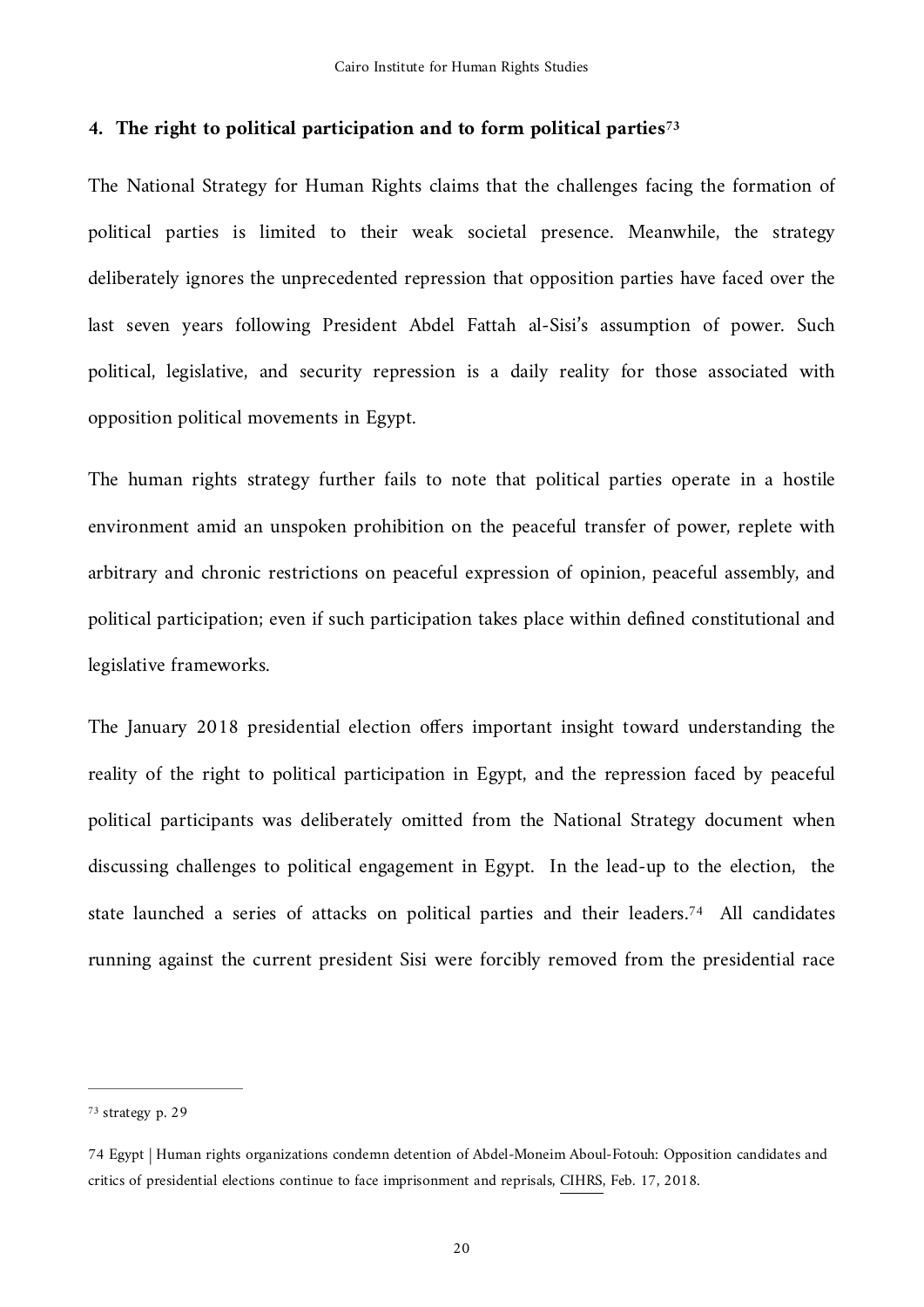#### 4. The right to political participation and to form political parties[73]

The National Strategy for Human Rights claims that the challenges facing the formation of political parties is limited to their weak societal presence. Meanwhile, the strategy deliberately ignores the unprecedented repression that opposition parties have faced over the last seven years following President Abdel Fattah al-Sisi's assumption of power. Such political, legislative, and security repression is a daily reality for those associated with opposition political movements in Egypt.

The human rights strategy further fails to note that political parties operate in a hostile environment amid an unspoken prohibition on the peaceful transfer of power, replete with arbitrary and chronic restrictions on peaceful expression of opinion, peaceful assembly, and political participation; even if such participation takes place within defined constitutional and legislative frameworks.

The January 2018 presidential election offers important insight toward understanding the reality of the right to political participation in Egypt, and the repression faced by peaceful political participants was deliberately omitted from the National Strategy document when discussing challenges to political engagement in Egypt. In the lead-up to the election, the state launched a series of attacks on political parties and their leaders.[74] All candidates running against the current president Sisi were forcibly removed from the presidential race

---

[73] strategy p. 29

74 Egypt | Human rights organizations condemn detention of Abdel-Moneim Aboul-Fotouh: Opposition candidates and critics of presidential elections continue to face imprisonment and reprisals, CIHRS, Feb. 17, 2018.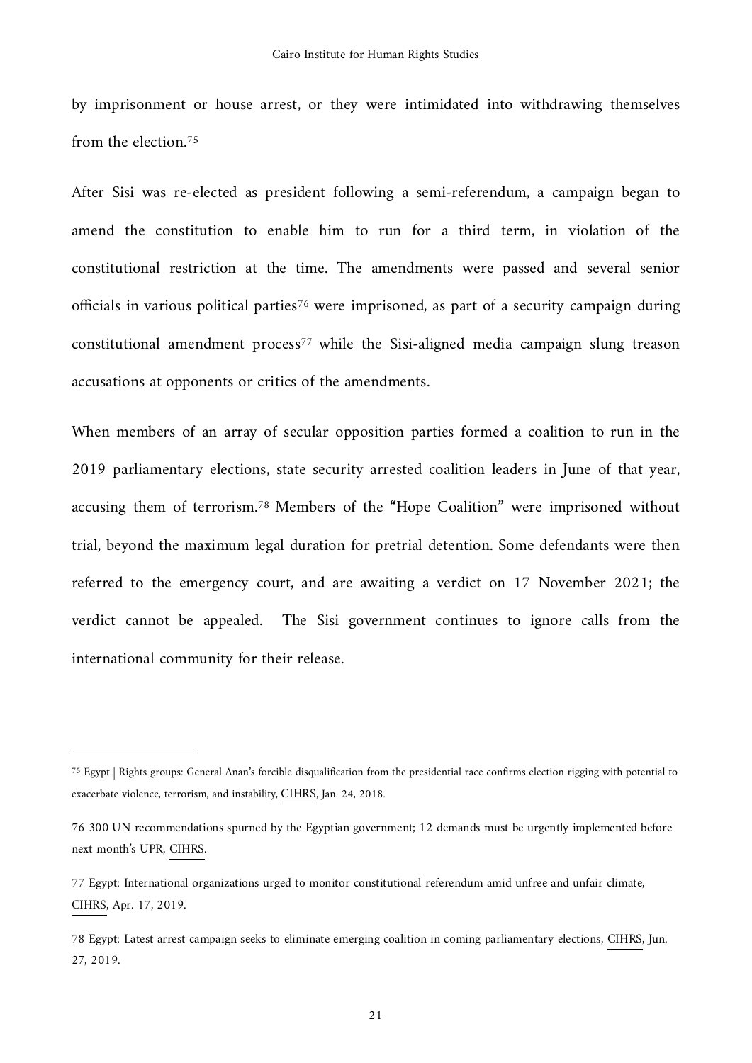by imprisonment or house arrest, or they were intimidated into withdrawing themselves from the election.[75]

After Sisi was re-elected as president following a semi-referendum, a campaign began to amend the constitution to enable him to run for a third term, in violation of the constitutional restriction at the time. The amendments were passed and several senior officials in various political parties[76] were imprisoned, as part of a security campaign during constitutional amendment process[77] while the Sisi-aligned media campaign slung treason accusations at opponents or critics of the amendments.

When members of an array of secular opposition parties formed a coalition to run in the 2019 parliamentary elections, state security arrested coalition leaders in June of that year, accusing them of terrorism.[78] Members of the "Hope Coalition" were imprisoned without trial, beyond the maximum legal duration for pretrial detention. Some defendants were then referred to the emergency court, and are awaiting a verdict on 17 November 2021; the verdict cannot be appealed. The Sisi government continues to ignore calls from the international community for their release.

---

[75] Egypt | Rights groups: General Anan's forcible disqualification from the presidential race confirms election rigging with potential to exacerbate violence, terrorism, and instability, CIHRS, Jan. 24, 2018.

[76] 300 UN recommendations spurned by the Egyptian government; 12 demands must be urgently implemented before next month's UPR, CIHRS.

[77] Egypt: International organizations urged to monitor constitutional referendum amid unfree and unfair climate, CIHRS, Apr. 17, 2019.

[78] Egypt: Latest arrest campaign seeks to eliminate emerging coalition in coming parliamentary elections, CIHRS, Jun. 27, 2019.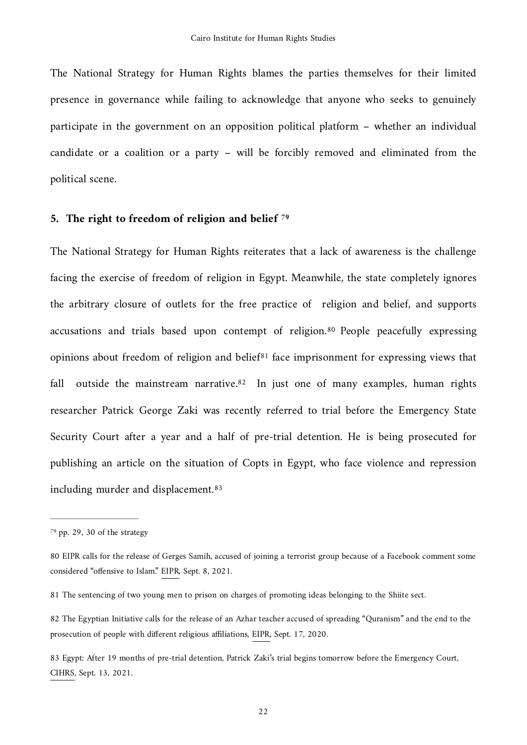The National Strategy for Human Rights blames the parties themselves for their limited presence in governance while failing to acknowledge that anyone who seeks to genuinely participate in the government on an opposition political platform – whether an individual candidate or a coalition or a party – will be forcibly removed and eliminated from the political scene.

### 5. The right to freedom of religion and belief [79]

The National Strategy for Human Rights reiterates that a lack of awareness is the challenge facing the exercise of freedom of religion in Egypt. Meanwhile, the state completely ignores the arbitrary closure of outlets for the free practice of religion and belief, and supports accusations and trials based upon contempt of religion.[80] People peacefully expressing opinions about freedom of religion and belief[81] face imprisonment for expressing views that fall outside the mainstream narrative.[82] In just one of many examples, human rights researcher Patrick George Zaki was recently referred to trial before the Emergency State Security Court after a year and a half of pre-trial detention. He is being prosecuted for publishing an article on the situation of Copts in Egypt, who face violence and repression including murder and displacement.[83]

---

[79] pp. 29, 30 of the strategy

80 EIPR calls for the release of Gerges Samih, accused of joining a terrorist group because of a Facebook comment some considered "offensive to Islam." EIPR, Sept. 8, 2021.

81 The sentencing of two young men to prison on charges of promoting ideas belonging to the Shiite sect.

82 The Egyptian Initiative calls for the release of an Azhar teacher accused of spreading "Quranism" and the end to the prosecution of people with different religious affiliations, EIPR, Sept. 17, 2020.

83 Egypt: After 19 months of pre-trial detention, Patrick Zaki's trial begins tomorrow before the Emergency Court, CIHRS, Sept. 13, 2021.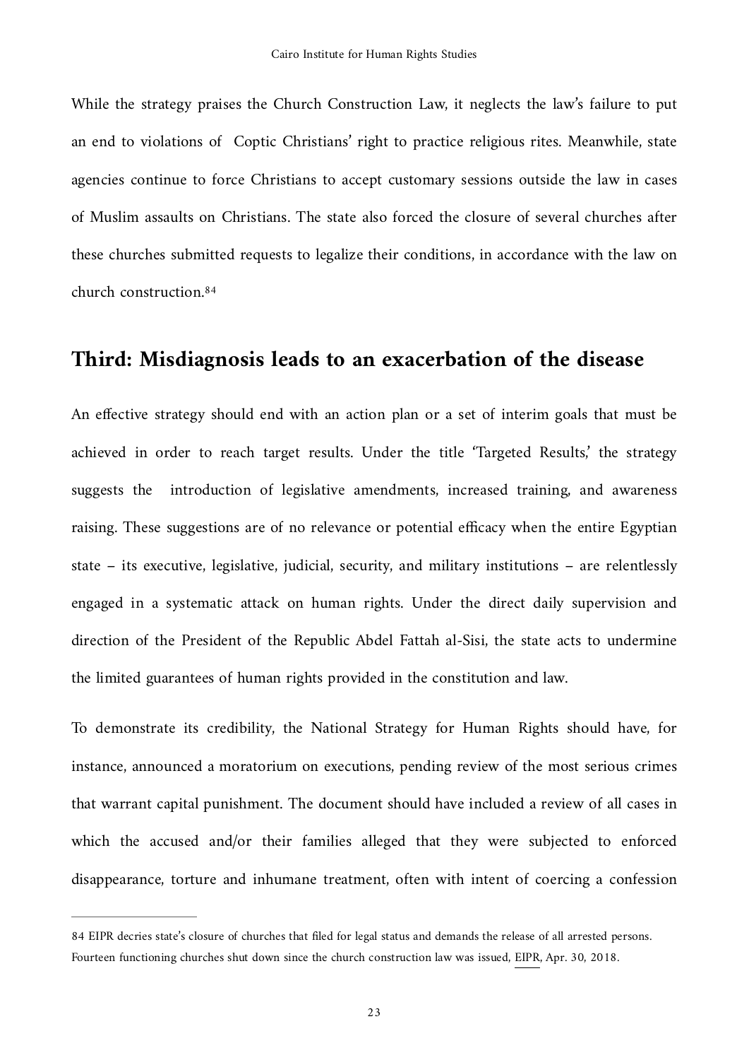While the strategy praises the Church Construction Law, it neglects the law's failure to put an end to violations of Coptic Christians' right to practice religious rites. Meanwhile, state agencies continue to force Christians to accept customary sessions outside the law in cases of Muslim assaults on Christians. The state also forced the closure of several churches after these churches submitted requests to legalize their conditions, in accordance with the law on church construction.[84]

## Third: Misdiagnosis leads to an exacerbation of the disease

An effective strategy should end with an action plan or a set of interim goals that must be achieved in order to reach target results. Under the title 'Targeted Results,' the strategy suggests the introduction of legislative amendments, increased training, and awareness raising. These suggestions are of no relevance or potential efficacy when the entire Egyptian state – its executive, legislative, judicial, security, and military institutions – are relentlessly engaged in a systematic attack on human rights. Under the direct daily supervision and direction of the President of the Republic Abdel Fattah al-Sisi, the state acts to undermine the limited guarantees of human rights provided in the constitution and law.

To demonstrate its credibility, the National Strategy for Human Rights should have, for instance, announced a moratorium on executions, pending review of the most serious crimes that warrant capital punishment. The document should have included a review of all cases in which the accused and/or their families alleged that they were subjected to enforced disappearance, torture and inhumane treatment, often with intent of coercing a confession

---

84 EIPR decries state's closure of churches that filed for legal status and demands the release of all arrested persons. Fourteen functioning churches shut down since the church construction law was issued, EIPR, Apr. 30, 2018.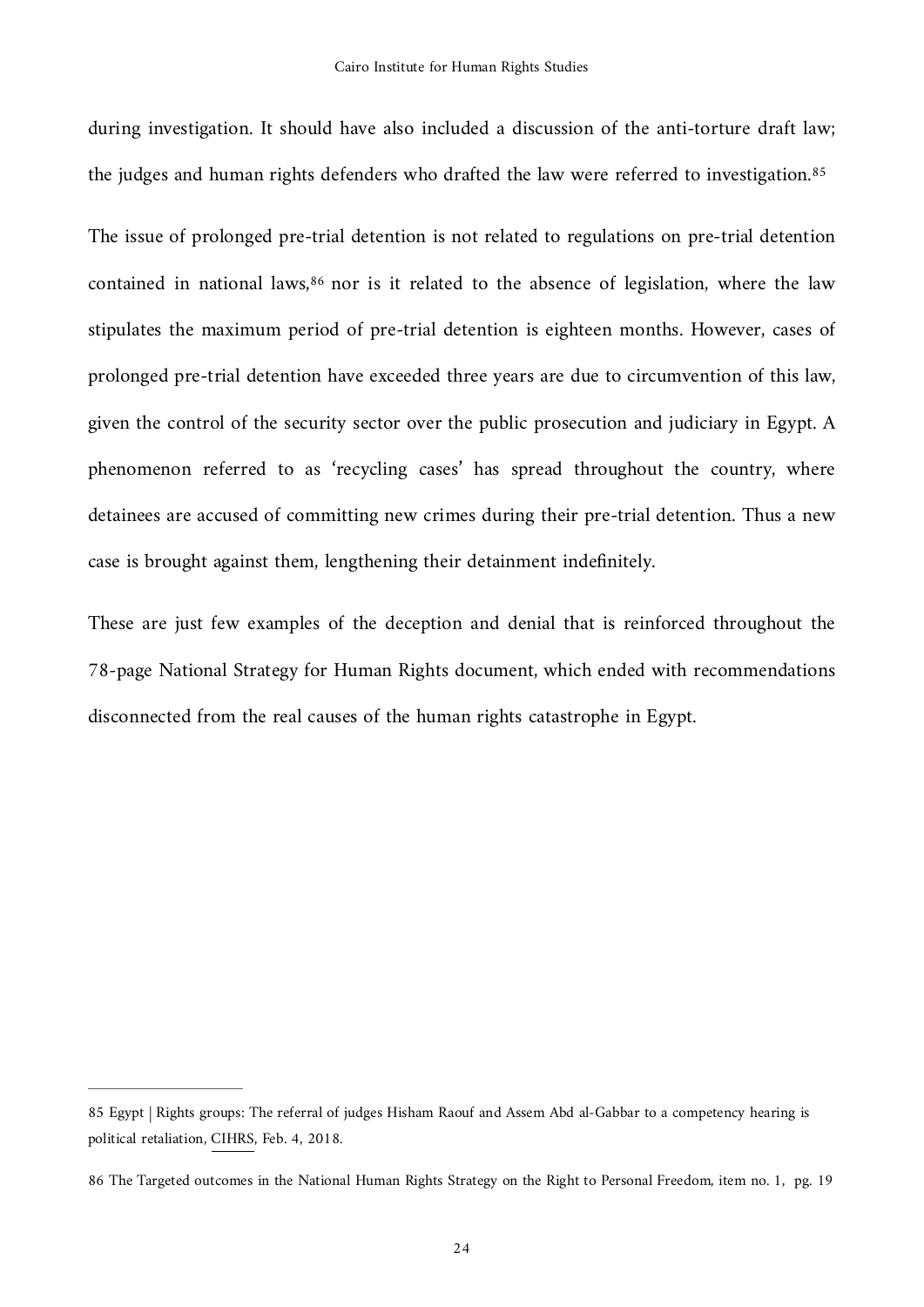during investigation. It should have also included a discussion of the anti-torture draft law; the judges and human rights defenders who drafted the law were referred to investigation.[85]

The issue of prolonged pre-trial detention is not related to regulations on pre-trial detention contained in national laws,[86] nor is it related to the absence of legislation, where the law stipulates the maximum period of pre-trial detention is eighteen months. However, cases of prolonged pre-trial detention have exceeded three years are due to circumvention of this law, given the control of the security sector over the public prosecution and judiciary in Egypt. A phenomenon referred to as 'recycling cases' has spread throughout the country, where detainees are accused of committing new crimes during their pre-trial detention. Thus a new case is brought against them, lengthening their detainment indefinitely.

These are just few examples of the deception and denial that is reinforced throughout the 78-page National Strategy for Human Rights document, which ended with recommendations disconnected from the real causes of the human rights catastrophe in Egypt.

---

85 Egypt | Rights groups: The referral of judges Hisham Raouf and Assem Abd al-Gabbar to a competency hearing is political retaliation, CIHRS, Feb. 4, 2018.

86 The Targeted outcomes in the National Human Rights Strategy on the Right to Personal Freedom, item no. 1, pg. 19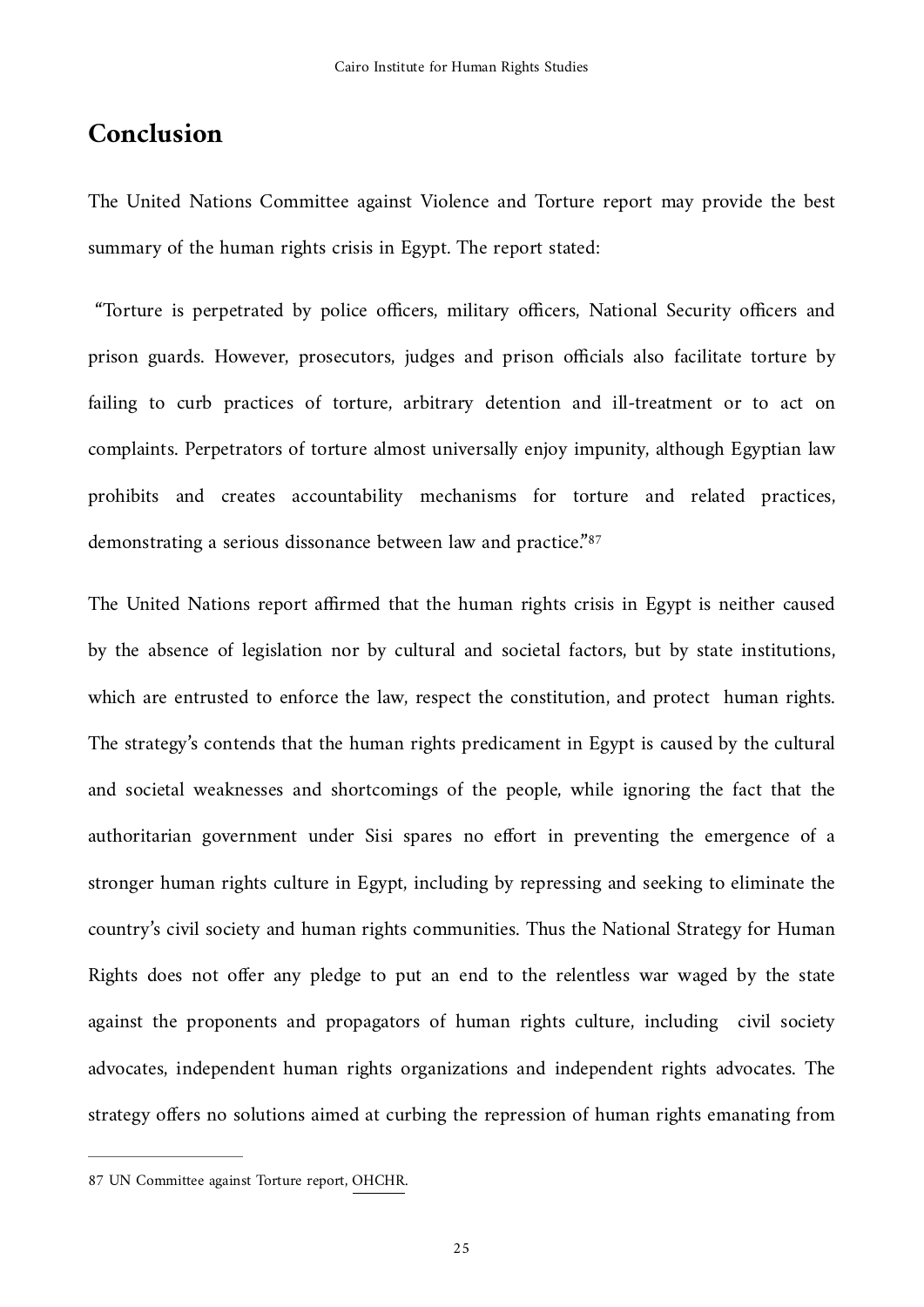## Conclusion

The United Nations Committee against Violence and Torture report may provide the best summary of the human rights crisis in Egypt. The report stated:

"Torture is perpetrated by police officers, military officers, National Security officers and prison guards. However, prosecutors, judges and prison officials also facilitate torture by failing to curb practices of torture, arbitrary detention and ill-treatment or to act on complaints. Perpetrators of torture almost universally enjoy impunity, although Egyptian law prohibits and creates accountability mechanisms for torture and related practices, demonstrating a serious dissonance between law and practice."[87]

The United Nations report affirmed that the human rights crisis in Egypt is neither caused by the absence of legislation nor by cultural and societal factors, but by state institutions, which are entrusted to enforce the law, respect the constitution, and protect human rights. The strategy's contends that the human rights predicament in Egypt is caused by the cultural and societal weaknesses and shortcomings of the people, while ignoring the fact that the authoritarian government under Sisi spares no effort in preventing the emergence of a stronger human rights culture in Egypt, including by repressing and seeking to eliminate the country's civil society and human rights communities. Thus the National Strategy for Human Rights does not offer any pledge to put an end to the relentless war waged by the state against the proponents and propagators of human rights culture, including civil society advocates, independent human rights organizations and independent rights advocates. The strategy offers no solutions aimed at curbing the repression of human rights emanating from

---

87 UN Committee against Torture report, OHCHR.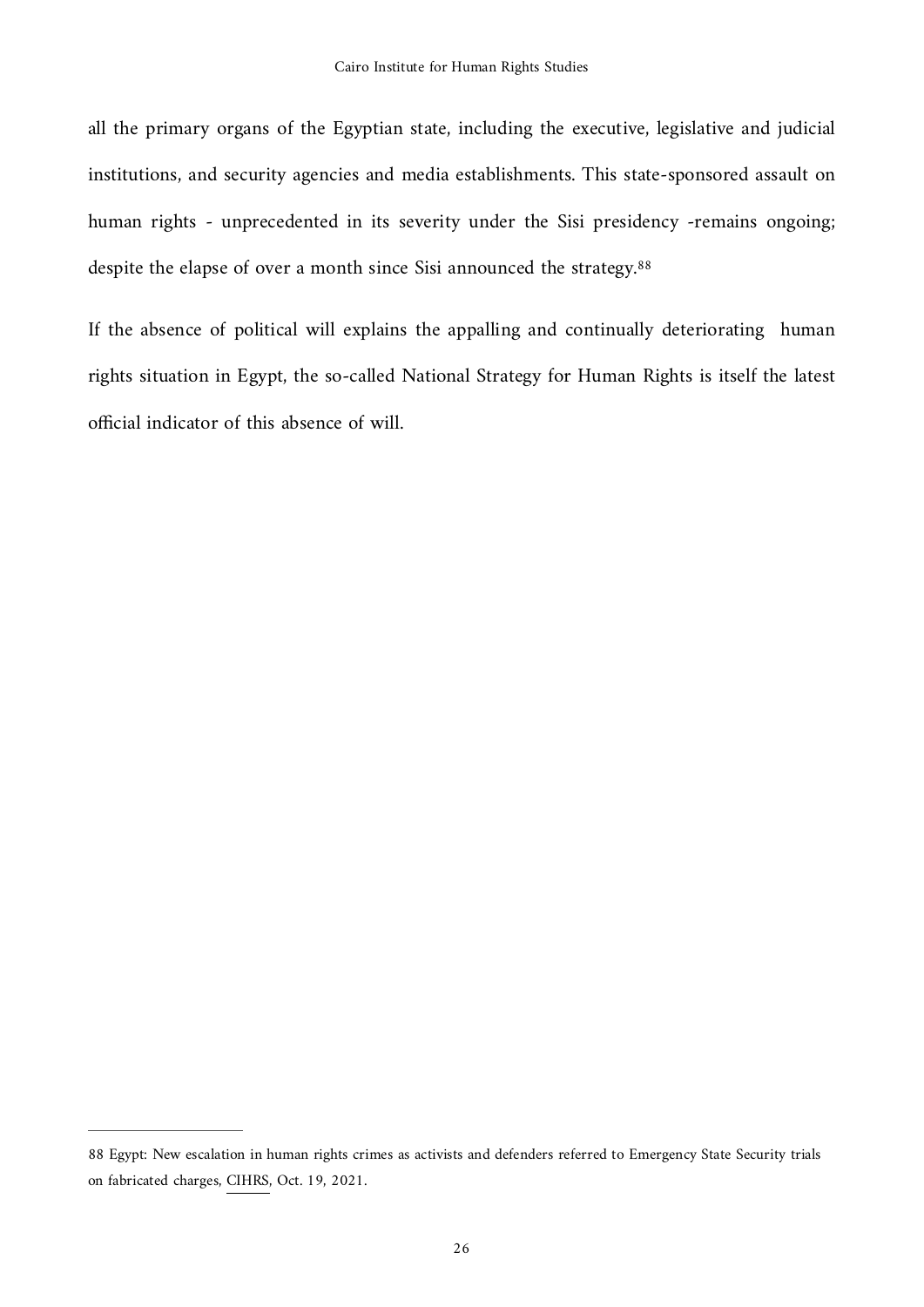all the primary organs of the Egyptian state, including the executive, legislative and judicial institutions, and security agencies and media establishments. This state-sponsored assault on human rights - unprecedented in its severity under the Sisi presidency -remains ongoing; despite the elapse of over a month since Sisi announced the strategy.[88]

If the absence of political will explains the appalling and continually deteriorating human rights situation in Egypt, the so-called National Strategy for Human Rights is itself the latest official indicator of this absence of will.

---

88 Egypt: New escalation in human rights crimes as activists and defenders referred to Emergency State Security trials on fabricated charges, CIHRS, Oct. 19, 2021.